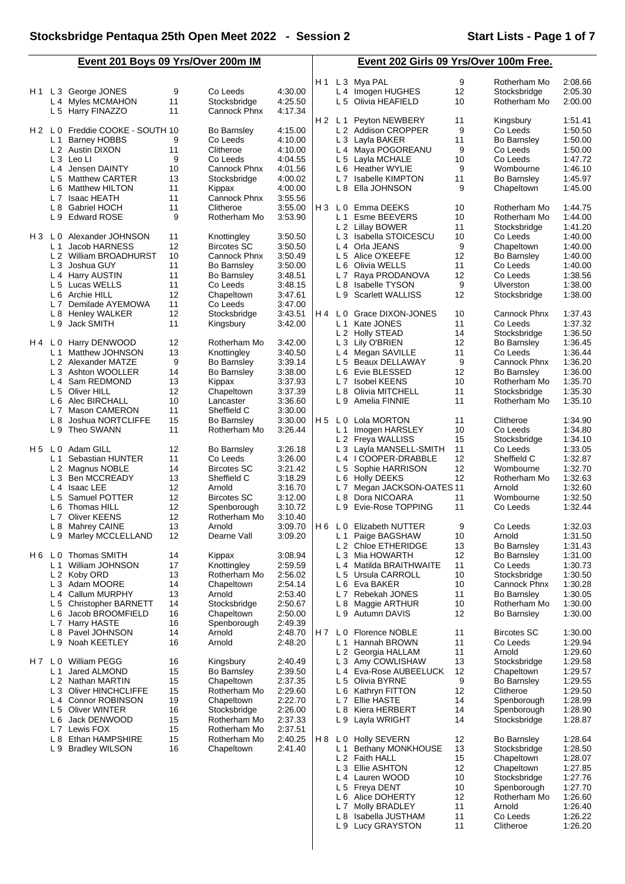# Stocksbridge Pentaqua 25th Open Meet 2022 - Session 2

## Event 201 Boys 09 Yrs/Over 200m IM

| Heat | Lane | Name | Age | Club | Time |
|---|---|---|---|---|---|
| H 1 | L 3 | George JONES | 9 | Co Leeds | 4:30.00 |
| | L 4 | Myles MCMAHON | 11 | Stocksbridge | 4:25.50 |
| | L 5 | Harry FINAZZO | 11 | Cannock Phnx | 4:17.34 |
| H 2 | L 0 | Freddie COOKE - SOUTH | 10 | Bo Barnsley | 4:15.00 |
| | L 1 | Barney HOBBS | 9 | Co Leeds | 4:10.00 |
| | L 2 | Austin DIXON | 11 | Clitheroe | 4:10.00 |
| | L 3 | Leo LI | 9 | Co Leeds | 4:04.55 |
| | L 4 | Jensen DAINTY | 10 | Cannock Phnx | 4:01.56 |
| | L 5 | Matthew CARTER | 13 | Stocksbridge | 4:00.02 |
| | L 6 | Matthew HILTON | 11 | Kippax | 4:00.00 |
| | L 7 | Isaac HEATH | 11 | Cannock Phnx | 3:55.56 |
| | L 8 | Gabriel HOCH | 11 | Clitheroe | 3:55.00 |
| | L 9 | Edward ROSE | 9 | Rotherham Mo | 3:53.90 |
| H 3 | L 0 | Alexander JOHNSON | 11 | Knottingley | 3:50.50 |
| | L 1 | Jacob HARNESS | 12 | Bircotes SC | 3:50.50 |
| | L 2 | William BROADHURST | 10 | Cannock Phnx | 3:50.49 |
| | L 3 | Joshua GUY | 11 | Bo Barnsley | 3:50.00 |
| | L 4 | Harry AUSTIN | 11 | Bo Barnsley | 3:48.51 |
| | L 5 | Lucas WELLS | 11 | Co Leeds | 3:48.15 |
| | L 6 | Archie HILL | 12 | Chapeltown | 3:47.61 |
| | L 7 | Demilade AYEMOWA | 11 | Co Leeds | 3:47.00 |
| | L 8 | Henley WALKER | 12 | Stocksbridge | 3:43.51 |
| | L 9 | Jack SMITH | 11 | Kingsbury | 3:42.00 |
| H 4 | L 0 | Harry DENWOOD | 12 | Rotherham Mo | 3:42.00 |
| | L 1 | Matthew JOHNSON | 13 | Knottingley | 3:40.50 |
| | L 2 | Alexander MATZE | 9 | Bo Barnsley | 3:39.14 |
| | L 3 | Ashton WOOLLER | 14 | Bo Barnsley | 3:38.00 |
| | L 4 | Sam REDMOND | 13 | Kippax | 3:37.93 |
| | L 5 | Oliver HILL | 12 | Chapeltown | 3:37.39 |
| | L 6 | Alec BIRCHALL | 10 | Lancaster | 3:36.60 |
| | L 7 | Mason CAMERON | 11 | Sheffield C | 3:30.00 |
| | L 8 | Joshua NORTCLIFFE | 15 | Bo Barnsley | 3:30.00 |
| | L 9 | Theo SWANN | 11 | Rotherham Mo | 3:26.44 |
| H 5 | L 0 | Adam GILL | 12 | Bo Barnsley | 3:26.18 |
| | L 1 | Sebastian HUNTER | 11 | Co Leeds | 3:26.00 |
| | L 2 | Magnus NOBLE | 14 | Bircotes SC | 3:21.42 |
| | L 3 | Ben MCCREADY | 13 | Sheffield C | 3:18.29 |
| | L 4 | Isaac LEE | 12 | Arnold | 3:16.70 |
| | L 5 | Samuel POTTER | 12 | Bircotes SC | 3:12.00 |
| | L 6 | Thomas HILL | 12 | Spenborough | 3:10.72 |
| | L 7 | Oliver KEENS | 12 | Rotherham Mo | 3:10.40 |
| | L 8 | Mahrey CAINE | 13 | Arnold | 3:09.70 |
| | L 9 | Marley MCCLELLAND | 12 | Dearne Vall | 3:09.20 |
| H 6 | L 0 | Thomas SMITH | 14 | Kippax | 3:08.94 |
| | L 1 | William JOHNSON | 17 | Knottingley | 2:59.59 |
| | L 2 | Koby ORD | 13 | Rotherham Mo | 2:56.02 |
| | L 3 | Adam MOORE | 14 | Chapeltown | 2:54.14 |
| | L 4 | Callum MURPHY | 13 | Arnold | 2:53.40 |
| | L 5 | Christopher BARNETT | 14 | Stocksbridge | 2:50.67 |
| | L 6 | Jacob BROOMFIELD | 16 | Chapeltown | 2:50.00 |
| | L 7 | Harry HASTE | 16 | Spenborough | 2:49.39 |
| | L 8 | Pavel JOHNSON | 14 | Arnold | 2:48.70 |
| | L 9 | Noah KEETLEY | 16 | Arnold | 2:48.20 |
| H 7 | L 0 | William PEGG | 16 | Kingsbury | 2:40.49 |
| | L 1 | Jared ALMOND | 15 | Bo Barnsley | 2:39.50 |
| | L 2 | Nathan MARTIN | 15 | Chapeltown | 2:37.35 |
| | L 3 | Oliver HINCHCLIFFE | 15 | Rotherham Mo | 2:29.60 |
| | L 4 | Connor ROBINSON | 19 | Chapeltown | 2:22.70 |
| | L 5 | Oliver WINTER | 16 | Stocksbridge | 2:26.00 |
| | L 6 | Jack DENWOOD | 15 | Rotherham Mo | 2:37.33 |
| | L 7 | Lewis FOX | 15 | Rotherham Mo | 2:37.51 |
| | L 8 | Ethan HAMPSHIRE | 15 | Rotherham Mo | 2:40.25 |
| | L 9 | Bradley WILSON | 16 | Chapeltown | 2:41.40 |

## Event 202 Girls 09 Yrs/Over 100m Free.

| Heat | Lane | Name | Age | Club | Time |
|---|---|---|---|---|---|
| H 1 | L 3 | Mya PAL | 9 | Rotherham Mo | 2:08.66 |
| | L 4 | Imogen HUGHES | 12 | Stocksbridge | 2:05.30 |
| | L 5 | Olivia HEAFIELD | 10 | Rotherham Mo | 2:00.00 |
| H 2 | L 1 | Peyton NEWBERY | 11 | Kingsbury | 1:51.41 |
| | L 2 | Addison CROPPER | 9 | Co Leeds | 1:50.50 |
| | L 3 | Layla BAKER | 11 | Bo Barnsley | 1:50.00 |
| | L 4 | Maya POGOREANU | 9 | Co Leeds | 1:50.00 |
| | L 5 | Layla MCHALE | 10 | Co Leeds | 1:47.72 |
| | L 6 | Heather WYLIE | 9 | Wombourne | 1:46.10 |
| | L 7 | Isabelle KIMPTON | 11 | Bo Barnsley | 1:45.97 |
| | L 8 | Ella JOHNSON | 9 | Chapeltown | 1:45.00 |
| H 3 | L 0 | Emma DEEKS | 10 | Rotherham Mo | 1:44.75 |
| | L 1 | Esme BEEVERS | 10 | Rotherham Mo | 1:44.00 |
| | L 2 | Lillay BOWER | 11 | Stocksbridge | 1:41.20 |
| | L 3 | Isabella STOICESCU | 10 | Co Leeds | 1:40.00 |
| | L 4 | Orla JEANS | 9 | Chapeltown | 1:40.00 |
| | L 5 | Alice O'KEEFE | 12 | Bo Barnsley | 1:40.00 |
| | L 6 | Olivia WELLS | 11 | Co Leeds | 1:40.00 |
| | L 7 | Raya PRODANOVA | 12 | Co Leeds | 1:38.56 |
| | L 8 | Isabelle TYSON | 9 | Ulverston | 1:38.00 |
| | L 9 | Scarlett WALLISS | 12 | Stocksbridge | 1:38.00 |
| H 4 | L 0 | Grace DIXON-JONES | 10 | Cannock Phnx | 1:37.43 |
| | L 1 | Kate JONES | 11 | Co Leeds | 1:37.32 |
| | L 2 | Holly STEAD | 14 | Stocksbridge | 1:36.50 |
| | L 3 | Lily O'BRIEN | 12 | Bo Barnsley | 1:36.45 |
| | L 4 | Megan SAVILLE | 11 | Co Leeds | 1:36.44 |
| | L 5 | Beaux DELLAWAY | 9 | Cannock Phnx | 1:36.20 |
| | L 6 | Evie BLESSED | 12 | Bo Barnsley | 1:36.00 |
| | L 7 | Isobel KEENS | 10 | Rotherham Mo | 1:35.70 |
| | L 8 | Olivia MITCHELL | 11 | Stocksbridge | 1:35.30 |
| | L 9 | Amelia FINNIE | 11 | Rotherham Mo | 1:35.10 |
| H 5 | L 0 | Lola MORTON | 11 | Clitheroe | 1:34.90 |
| | L 1 | Imogen HARSLEY | 10 | Co Leeds | 1:34.80 |
| | L 2 | Freya WALLISS | 15 | Stocksbridge | 1:34.10 |
| | L 3 | Layla MANSELL-SMITH | 11 | Co Leeds | 1:33.05 |
| | L 4 | I COOPER-DRABBLE | 12 | Sheffield C | 1:32.87 |
| | L 5 | Sophie HARRISON | 12 | Wombourne | 1:32.70 |
| | L 6 | Holly DEEKS | 12 | Rotherham Mo | 1:32.63 |
| | L 7 | Megan JACKSON-OATES | 11 | Arnold | 1:32.60 |
| | L 8 | Dora NICOARA | 11 | Wombourne | 1:32.50 |
| | L 9 | Evie-Rose TOPPING | 11 | Co Leeds | 1:32.44 |
| H 6 | L 0 | Elizabeth NUTTER | 9 | Co Leeds | 1:32.03 |
| | L 1 | Paige BAGSHAW | 10 | Arnold | 1:31.50 |
| | L 2 | Chloe ETHERIDGE | 13 | Bo Barnsley | 1:31.43 |
| | L 3 | Mia HOWARTH | 12 | Bo Barnsley | 1:31.00 |
| | L 4 | Matilda BRAITHWAITE | 11 | Co Leeds | 1:30.73 |
| | L 5 | Ursula CARROLL | 10 | Stocksbridge | 1:30.50 |
| | L 6 | Eva BAKER | 10 | Cannock Phnx | 1:30.28 |
| | L 7 | Rebekah JONES | 11 | Bo Barnsley | 1:30.05 |
| | L 8 | Maggie ARTHUR | 10 | Rotherham Mo | 1:30.00 |
| | L 9 | Autumn DAVIS | 12 | Bo Barnsley | 1:30.00 |
| H 7 | L 0 | Florence NOBLE | 11 | Bircotes SC | 1:30.00 |
| | L 1 | Hannah BROWN | 11 | Co Leeds | 1:29.94 |
| | L 2 | Georgia HALLAM | 11 | Arnold | 1:29.60 |
| | L 3 | Amy COWLISHAW | 13 | Stocksbridge | 1:29.58 |
| | L 4 | Eva-Rose AUBEELUCK | 12 | Chapeltown | 1:29.57 |
| | L 5 | Olivia BYRNE | 9 | Bo Barnsley | 1:29.55 |
| | L 6 | Kathryn FITTON | 12 | Clitheroe | 1:29.50 |
| | L 7 | Ellie HASTE | 14 | Spenborough | 1:28.99 |
| | L 8 | Kiera HERBERT | 14 | Spenborough | 1:28.90 |
| | L 9 | Layla WRIGHT | 14 | Stocksbridge | 1:28.87 |
| H 8 | L 0 | Holly SEVERN | 12 | Bo Barnsley | 1:28.64 |
| | L 1 | Bethany MONKHOUSE | 13 | Stocksbridge | 1:28.50 |
| | L 2 | Faith HALL | 15 | Chapeltown | 1:28.07 |
| | L 3 | Ellie ASHTON | 12 | Chapeltown | 1:27.85 |
| | L 4 | Lauren WOOD | 10 | Stocksbridge | 1:27.76 |
| | L 5 | Freya DENT | 10 | Spenborough | 1:27.70 |
| | L 6 | Alice DOHERTY | 12 | Rotherham Mo | 1:26.60 |
| | L 7 | Molly BRADLEY | 11 | Arnold | 1:26.40 |
| | L 8 | Isabella JUSTHAM | 11 | Co Leeds | 1:26.22 |
| | L 9 | Lucy GRAYSTON | 11 | Clitheroe | 1:26.20 |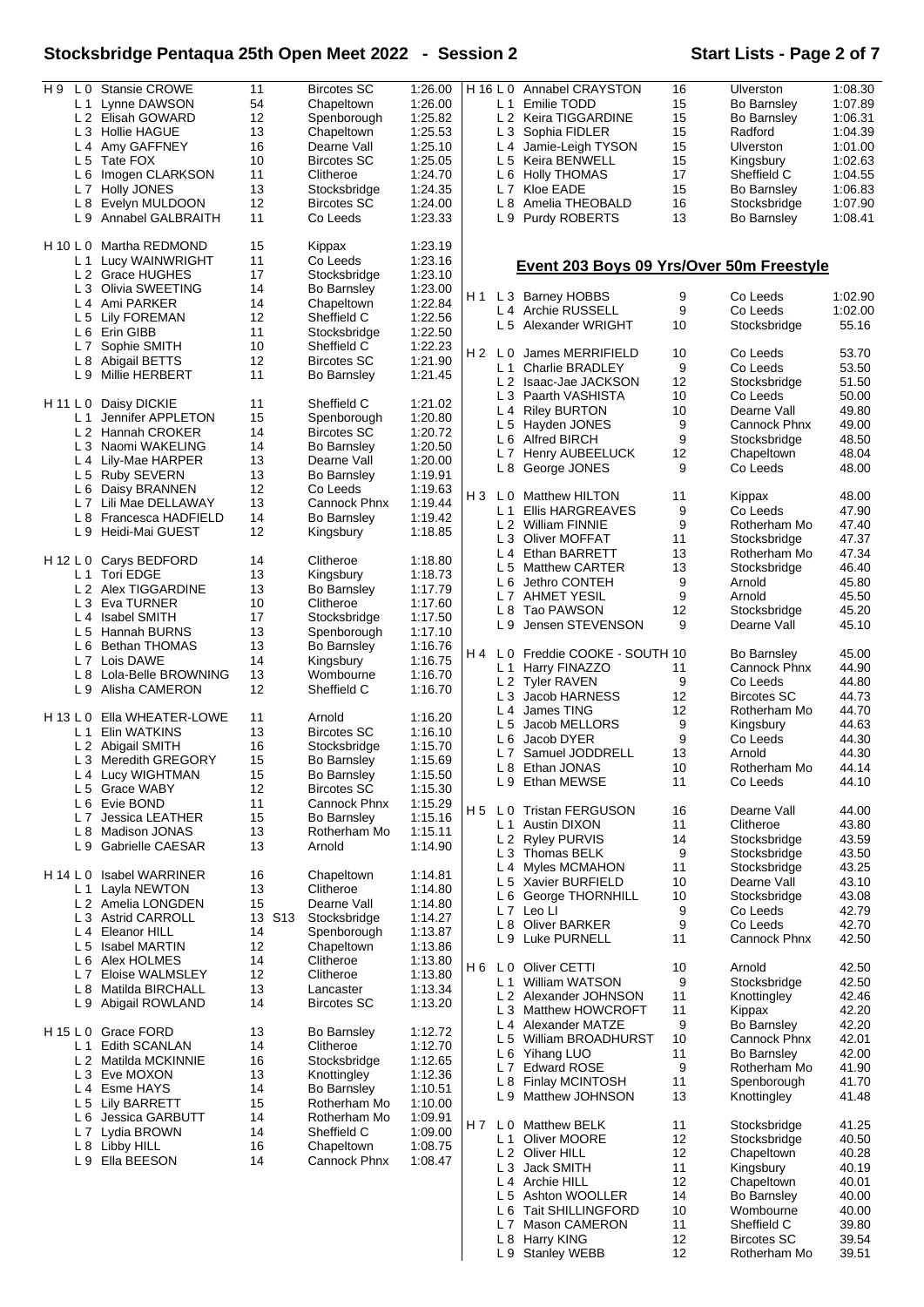# Stocksbridge Pentaqua 25th Open Meet 2022 - Session 2

| Heat | Lane | Name | Age | | Club | Time |
|---|---|---|---|---|---|---|
| H 9 | L 0 | Stansie CROWE | 11 | | Bircotes SC | 1:26.00 |
| | L 1 | Lynne DAWSON | 54 | | Chapeltown | 1:26.00 |
| | L 2 | Elisah GOWARD | 12 | | Spenborough | 1:25.82 |
| | L 3 | Hollie HAGUE | 13 | | Chapeltown | 1:25.53 |
| | L 4 | Amy GAFFNEY | 16 | | Dearne Vall | 1:25.10 |
| | L 5 | Tate FOX | 10 | | Bircotes SC | 1:25.05 |
| | L 6 | Imogen CLARKSON | 11 | | Clitheroe | 1:24.70 |
| | L 7 | Holly JONES | 13 | | Stocksbridge | 1:24.35 |
| | L 8 | Evelyn MULDOON | 12 | | Bircotes SC | 1:24.00 |
| | L 9 | Annabel GALBRAITH | 11 | | Co Leeds | 1:23.33 |
| H 10 | L 0 | Martha REDMOND | 15 | | Kippax | 1:23.19 |
| | L 1 | Lucy WAINWRIGHT | 11 | | Co Leeds | 1:23.16 |
| | L 2 | Grace HUGHES | 17 | | Stocksbridge | 1:23.10 |
| | L 3 | Olivia SWEETING | 14 | | Bo Barnsley | 1:23.00 |
| | L 4 | Ami PARKER | 14 | | Chapeltown | 1:22.84 |
| | L 5 | Lily FOREMAN | 12 | | Sheffield C | 1:22.56 |
| | L 6 | Erin GIBB | 11 | | Stocksbridge | 1:22.50 |
| | L 7 | Sophie SMITH | 10 | | Sheffield C | 1:22.23 |
| | L 8 | Abigail BETTS | 12 | | Bircotes SC | 1:21.90 |
| | L 9 | Millie HERBERT | 11 | | Bo Barnsley | 1:21.45 |
| H 11 | L 0 | Daisy DICKIE | 11 | | Sheffield C | 1:21.02 |
| | L 1 | Jennifer APPLETON | 15 | | Spenborough | 1:20.80 |
| | L 2 | Hannah CROKER | 14 | | Bircotes SC | 1:20.72 |
| | L 3 | Naomi WAKELING | 14 | | Bo Barnsley | 1:20.50 |
| | L 4 | Lily-Mae HARPER | 13 | | Dearne Vall | 1:20.00 |
| | L 5 | Ruby SEVERN | 13 | | Bo Barnsley | 1:19.91 |
| | L 6 | Daisy BRANNEN | 12 | | Co Leeds | 1:19.63 |
| | L 7 | Lili Mae DELLAWAY | 13 | | Cannock Phnx | 1:19.44 |
| | L 8 | Francesca HADFIELD | 14 | | Bo Barnsley | 1:19.42 |
| | L 9 | Heidi-Mai GUEST | 12 | | Kingsbury | 1:18.85 |
| H 12 | L 0 | Carys BEDFORD | 14 | | Clitheroe | 1:18.80 |
| | L 1 | Tori EDGE | 13 | | Kingsbury | 1:18.73 |
| | L 2 | Alex TIGGARDINE | 13 | | Bo Barnsley | 1:17.79 |
| | L 3 | Eva TURNER | 10 | | Clitheroe | 1:17.60 |
| | L 4 | Isabel SMITH | 17 | | Stocksbridge | 1:17.50 |
| | L 5 | Hannah BURNS | 13 | | Spenborough | 1:17.10 |
| | L 6 | Bethan THOMAS | 13 | | Bo Barnsley | 1:16.76 |
| | L 7 | Lois DAWE | 14 | | Kingsbury | 1:16.75 |
| | L 8 | Lola-Belle BROWNING | 13 | | Wombourne | 1:16.70 |
| | L 9 | Alisha CAMERON | 12 | | Sheffield C | 1:16.70 |
| H 13 | L 0 | Ella WHEATER-LOWE | 11 | | Arnold | 1:16.20 |
| | L 1 | Elin WATKINS | 13 | | Bircotes SC | 1:16.10 |
| | L 2 | Abigail SMITH | 16 | | Stocksbridge | 1:15.70 |
| | L 3 | Meredith GREGORY | 15 | | Bo Barnsley | 1:15.69 |
| | L 4 | Lucy WIGHTMAN | 15 | | Bo Barnsley | 1:15.50 |
| | L 5 | Grace WABY | 12 | | Bircotes SC | 1:15.30 |
| | L 6 | Evie BOND | 11 | | Cannock Phnx | 1:15.29 |
| | L 7 | Jessica LEATHER | 15 | | Bo Barnsley | 1:15.16 |
| | L 8 | Madison JONAS | 13 | | Rotherham Mo | 1:15.11 |
| | L 9 | Gabrielle CAESAR | 13 | | Arnold | 1:14.90 |
| H 14 | L 0 | Isabel WARRINER | 16 | | Chapeltown | 1:14.81 |
| | L 1 | Layla NEWTON | 13 | | Clitheroe | 1:14.80 |
| | L 2 | Amelia LONGDEN | 15 | | Dearne Vall | 1:14.80 |
| | L 3 | Astrid CARROLL | 13 | S13 | Stocksbridge | 1:14.27 |
| | L 4 | Eleanor HILL | 14 | | Spenborough | 1:13.87 |
| | L 5 | Isabel MARTIN | 12 | | Chapeltown | 1:13.86 |
| | L 6 | Alex HOLMES | 14 | | Clitheroe | 1:13.80 |
| | L 7 | Eloise WALMSLEY | 12 | | Clitheroe | 1:13.80 |
| | L 8 | Matilda BIRCHALL | 13 | | Lancaster | 1:13.34 |
| | L 9 | Abigail ROWLAND | 14 | | Bircotes SC | 1:13.20 |
| H 15 | L 0 | Grace FORD | 13 | | Bo Barnsley | 1:12.72 |
| | L 1 | Edith SCANLAN | 14 | | Clitheroe | 1:12.70 |
| | L 2 | Matilda MCKINNIE | 16 | | Stocksbridge | 1:12.65 |
| | L 3 | Eve MOXON | 13 | | Knottingley | 1:12.36 |
| | L 4 | Esme HAYS | 14 | | Bo Barnsley | 1:10.51 |
| | L 5 | Lily BARRETT | 15 | | Rotherham Mo | 1:10.00 |
| | L 6 | Jessica GARBUTT | 14 | | Rotherham Mo | 1:09.91 |
| | L 7 | Lydia BROWN | 14 | | Sheffield C | 1:09.00 |
| | L 8 | Libby HILL | 16 | | Chapeltown | 1:08.75 |
| | L 9 | Ella BEESON | 14 | | Cannock Phnx | 1:08.47 |
| H 16 | L 0 | Annabel CRAYSTON | 16 | | Ulverston | 1:08.30 |
| | L 1 | Emilie TODD | 15 | | Bo Barnsley | 1:07.89 |
| | L 2 | Keira TIGGARDINE | 15 | | Bo Barnsley | 1:06.31 |
| | L 3 | Sophia FIDLER | 15 | | Radford | 1:04.39 |
| | L 4 | Jamie-Leigh TYSON | 15 | | Ulverston | 1:01.00 |
| | L 5 | Keira BENWELL | 15 | | Kingsbury | 1:02.63 |
| | L 6 | Holly THOMAS | 17 | | Sheffield C | 1:04.55 |
| | L 7 | Kloe EADE | 15 | | Bo Barnsley | 1:06.83 |
| | L 8 | Amelia THEOBALD | 16 | | Stocksbridge | 1:07.90 |
| | L 9 | Purdy ROBERTS | 13 | | Bo Barnsley | 1:08.41 |

## Event 203 Boys 09 Yrs/Over 50m Freestyle

| Heat | Lane | Name | Age | Club | Time |
|---|---|---|---|---|---|
| H 1 | L 3 | Barney HOBBS | 9 | Co Leeds | 1:02.90 |
| | L 4 | Archie RUSSELL | 9 | Co Leeds | 1:02.00 |
| | L 5 | Alexander WRIGHT | 10 | Stocksbridge | 55.16 |
| H 2 | L 0 | James MERRIFIELD | 10 | Co Leeds | 53.70 |
| | L 1 | Charlie BRADLEY | 9 | Co Leeds | 53.50 |
| | L 2 | Isaac-Jae JACKSON | 12 | Stocksbridge | 51.50 |
| | L 3 | Paarth VASHISTA | 10 | Co Leeds | 50.00 |
| | L 4 | Riley BURTON | 10 | Dearne Vall | 49.80 |
| | L 5 | Hayden JONES | 9 | Cannock Phnx | 49.00 |
| | L 6 | Alfred BIRCH | 9 | Stocksbridge | 48.50 |
| | L 7 | Henry AUBEELUCK | 12 | Chapeltown | 48.04 |
| | L 8 | George JONES | 9 | Co Leeds | 48.00 |
| H 3 | L 0 | Matthew HILTON | 11 | Kippax | 48.00 |
| | L 1 | Ellis HARGREAVES | 9 | Co Leeds | 47.90 |
| | L 2 | William FINNIE | 9 | Rotherham Mo | 47.40 |
| | L 3 | Oliver MOFFAT | 11 | Stocksbridge | 47.37 |
| | L 4 | Ethan BARRETT | 13 | Rotherham Mo | 47.34 |
| | L 5 | Matthew CARTER | 13 | Stocksbridge | 46.40 |
| | L 6 | Jethro CONTEH | 9 | Arnold | 45.80 |
| | L 7 | AHMET YESIL | 9 | Arnold | 45.50 |
| | L 8 | Tao PAWSON | 12 | Stocksbridge | 45.20 |
| | L 9 | Jensen STEVENSON | 9 | Dearne Vall | 45.10 |
| H 4 | L 0 | Freddie COOKE - SOUTH | 10 | Bo Barnsley | 45.00 |
| | L 1 | Harry FINAZZO | 11 | Cannock Phnx | 44.90 |
| | L 2 | Tyler RAVEN | 9 | Co Leeds | 44.80 |
| | L 3 | Jacob HARNESS | 12 | Bircotes SC | 44.73 |
| | L 4 | James TING | 12 | Rotherham Mo | 44.70 |
| | L 5 | Jacob MELLORS | 9 | Kingsbury | 44.63 |
| | L 6 | Jacob DYER | 9 | Co Leeds | 44.30 |
| | L 7 | Samuel JODDRELL | 13 | Arnold | 44.30 |
| | L 8 | Ethan JONAS | 10 | Rotherham Mo | 44.14 |
| | L 9 | Ethan MEWSE | 11 | Co Leeds | 44.10 |
| H 5 | L 0 | Tristan FERGUSON | 16 | Dearne Vall | 44.00 |
| | L 1 | Austin DIXON | 11 | Clitheroe | 43.80 |
| | L 2 | Ryley PURVIS | 14 | Stocksbridge | 43.59 |
| | L 3 | Thomas BELK | 9 | Stocksbridge | 43.50 |
| | L 4 | Myles MCMAHON | 11 | Stocksbridge | 43.25 |
| | L 5 | Xavier BURFIELD | 10 | Dearne Vall | 43.10 |
| | L 6 | George THORNHILL | 10 | Stocksbridge | 43.08 |
| | L 7 | Leo LI | 9 | Co Leeds | 42.79 |
| | L 8 | Oliver BARKER | 9 | Co Leeds | 42.70 |
| | L 9 | Luke PURNELL | 11 | Cannock Phnx | 42.50 |
| H 6 | L 0 | Oliver CETTI | 10 | Arnold | 42.50 |
| | L 1 | William WATSON | 9 | Stocksbridge | 42.50 |
| | L 2 | Alexander JOHNSON | 11 | Knottingley | 42.46 |
| | L 3 | Matthew HOWCROFT | 11 | Kippax | 42.20 |
| | L 4 | Alexander MATZE | 9 | Bo Barnsley | 42.20 |
| | L 5 | William BROADHURST | 10 | Cannock Phnx | 42.01 |
| | L 6 | Yihang LUO | 11 | Bo Barnsley | 42.00 |
| | L 7 | Edward ROSE | 9 | Rotherham Mo | 41.90 |
| | L 8 | Finlay MCINTOSH | 11 | Spenborough | 41.70 |
| | L 9 | Matthew JOHNSON | 13 | Knottingley | 41.48 |
| H 7 | L 0 | Matthew BELK | 11 | Stocksbridge | 41.25 |
| | L 1 | Oliver MOORE | 12 | Stocksbridge | 40.50 |
| | L 2 | Oliver HILL | 12 | Chapeltown | 40.28 |
| | L 3 | Jack SMITH | 11 | Kingsbury | 40.19 |
| | L 4 | Archie HILL | 12 | Chapeltown | 40.01 |
| | L 5 | Ashton WOOLLER | 14 | Bo Barnsley | 40.00 |
| | L 6 | Tait SHILLINGFORD | 10 | Wombourne | 40.00 |
| | L 7 | Mason CAMERON | 11 | Sheffield C | 39.80 |
| | L 8 | Harry KING | 12 | Bircotes SC | 39.54 |
| | L 9 | Stanley WEBB | 12 | Rotherham Mo | 39.51 |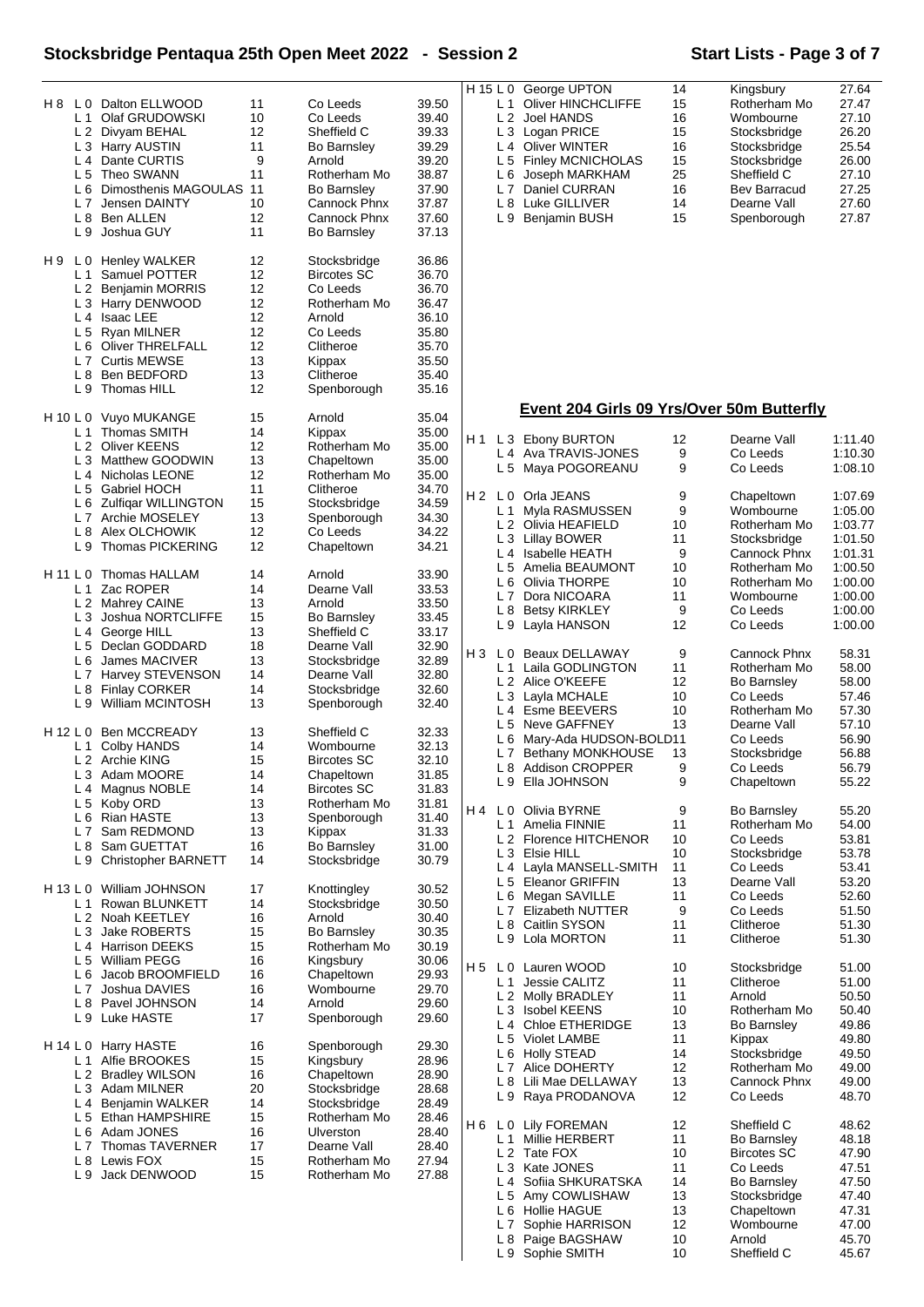## Stocksbridge Pentaqua 25th Open Meet 2022 - Session 2

**Start Lists - Page 3 of 7**

| Heat | Lane | Name | Age | Club | Time |
|---|---|---|---|---|---|
| H 8 | L 0 | Dalton ELLWOOD | 11 | Co Leeds | 39.50 |
| | L 1 | Olaf GRUDOWSKI | 10 | Co Leeds | 39.40 |
| | L 2 | Divyam BEHAL | 12 | Sheffield C | 39.33 |
| | L 3 | Harry AUSTIN | 11 | Bo Barnsley | 39.29 |
| | L 4 | Dante CURTIS | 9 | Arnold | 39.20 |
| | L 5 | Theo SWANN | 11 | Rotherham Mo | 38.87 |
| | L 6 | Dimosthenis MAGOULAS | 11 | Bo Barnsley | 37.90 |
| | L 7 | Jensen DAINTY | 10 | Cannock Phnx | 37.87 |
| | L 8 | Ben ALLEN | 12 | Cannock Phnx | 37.60 |
| | L 9 | Joshua GUY | 11 | Bo Barnsley | 37.13 |
| H 9 | L 0 | Henley WALKER | 12 | Stocksbridge | 36.86 |
| | L 1 | Samuel POTTER | 12 | Bircotes SC | 36.70 |
| | L 2 | Benjamin MORRIS | 12 | Co Leeds | 36.70 |
| | L 3 | Harry DENWOOD | 12 | Rotherham Mo | 36.47 |
| | L 4 | Isaac LEE | 12 | Arnold | 36.10 |
| | L 5 | Ryan MILNER | 12 | Co Leeds | 35.80 |
| | L 6 | Oliver THRELFALL | 12 | Clitheroe | 35.70 |
| | L 7 | Curtis MEWSE | 13 | Kippax | 35.50 |
| | L 8 | Ben BEDFORD | 13 | Clitheroe | 35.40 |
| | L 9 | Thomas HILL | 12 | Spenborough | 35.16 |
| H 10 | L 0 | Vuyo MUKANGE | 15 | Arnold | 35.04 |
| | L 1 | Thomas SMITH | 14 | Kippax | 35.00 |
| | L 2 | Oliver KEENS | 12 | Rotherham Mo | 35.00 |
| | L 3 | Matthew GOODWIN | 13 | Chapeltown | 35.00 |
| | L 4 | Nicholas LEONE | 12 | Rotherham Mo | 35.00 |
| | L 5 | Gabriel HOCH | 11 | Clitheroe | 34.70 |
| | L 6 | Zulfiqar WILLINGTON | 15 | Stocksbridge | 34.59 |
| | L 7 | Archie MOSELEY | 13 | Spenborough | 34.30 |
| | L 8 | Alex OLCHOWIK | 12 | Co Leeds | 34.22 |
| | L 9 | Thomas PICKERING | 12 | Chapeltown | 34.21 |
| H 11 | L 0 | Thomas HALLAM | 14 | Arnold | 33.90 |
| | L 1 | Zac ROPER | 14 | Dearne Vall | 33.53 |
| | L 2 | Mahrey CAINE | 13 | Arnold | 33.50 |
| | L 3 | Joshua NORTCLIFFE | 15 | Bo Barnsley | 33.45 |
| | L 4 | George HILL | 13 | Sheffield C | 33.17 |
| | L 5 | Declan GODDARD | 18 | Dearne Vall | 32.90 |
| | L 6 | James MACIVER | 13 | Stocksbridge | 32.89 |
| | L 7 | Harvey STEVENSON | 14 | Dearne Vall | 32.80 |
| | L 8 | Finlay CORKER | 14 | Stocksbridge | 32.60 |
| | L 9 | William MCINTOSH | 13 | Spenborough | 32.40 |
| H 12 | L 0 | Ben MCCREADY | 13 | Sheffield C | 32.33 |
| | L 1 | Colby HANDS | 14 | Wombourne | 32.13 |
| | L 2 | Archie KING | 15 | Bircotes SC | 32.10 |
| | L 3 | Adam MOORE | 14 | Chapeltown | 31.85 |
| | L 4 | Magnus NOBLE | 14 | Bircotes SC | 31.83 |
| | L 5 | Koby ORD | 13 | Rotherham Mo | 31.81 |
| | L 6 | Rian HASTE | 13 | Spenborough | 31.40 |
| | L 7 | Sam REDMOND | 13 | Kippax | 31.33 |
| | L 8 | Sam GUETTAT | 16 | Bo Barnsley | 31.00 |
| | L 9 | Christopher BARNETT | 14 | Stocksbridge | 30.79 |
| H 13 | L 0 | William JOHNSON | 17 | Knottingley | 30.52 |
| | L 1 | Rowan BLUNKETT | 14 | Stocksbridge | 30.50 |
| | L 2 | Noah KEETLEY | 16 | Arnold | 30.40 |
| | L 3 | Jake ROBERTS | 15 | Bo Barnsley | 30.35 |
| | L 4 | Harrison DEEKS | 15 | Rotherham Mo | 30.19 |
| | L 5 | William PEGG | 16 | Kingsbury | 30.06 |
| | L 6 | Jacob BROOMFIELD | 16 | Chapeltown | 29.93 |
| | L 7 | Joshua DAVIES | 16 | Wombourne | 29.70 |
| | L 8 | Pavel JOHNSON | 14 | Arnold | 29.60 |
| | L 9 | Luke HASTE | 17 | Spenborough | 29.60 |
| H 14 | L 0 | Harry HASTE | 16 | Spenborough | 29.30 |
| | L 1 | Alfie BROOKES | 15 | Kingsbury | 28.96 |
| | L 2 | Bradley WILSON | 16 | Chapeltown | 28.90 |
| | L 3 | Adam MILNER | 20 | Stocksbridge | 28.68 |
| | L 4 | Benjamin WALKER | 14 | Stocksbridge | 28.49 |
| | L 5 | Ethan HAMPSHIRE | 15 | Rotherham Mo | 28.46 |
| | L 6 | Adam JONES | 16 | Ulverston | 28.40 |
| | L 7 | Thomas TAVERNER | 17 | Dearne Vall | 28.40 |
| | L 8 | Lewis FOX | 15 | Rotherham Mo | 27.94 |
| | L 9 | Jack DENWOOD | 15 | Rotherham Mo | 27.88 |
| H 15 | L 0 | George UPTON | 14 | Kingsbury | 27.64 |
| | L 1 | Oliver HINCHCLIFFE | 15 | Rotherham Mo | 27.47 |
| | L 2 | Joel HANDS | 16 | Wombourne | 27.10 |
| | L 3 | Logan PRICE | 15 | Stocksbridge | 26.20 |
| | L 4 | Oliver WINTER | 16 | Stocksbridge | 25.54 |
| | L 5 | Finley MCNICHOLAS | 15 | Stocksbridge | 26.00 |
| | L 6 | Joseph MARKHAM | 25 | Sheffield C | 27.10 |
| | L 7 | Daniel CURRAN | 16 | Bev Barracud | 27.25 |
| | L 8 | Luke GILLIVER | 14 | Dearne Vall | 27.60 |
| | L 9 | Benjamin BUSH | 15 | Spenborough | 27.87 |

### Event 204 Girls 09 Yrs/Over 50m Butterfly

| Heat | Lane | Name | Age | Club | Time |
|---|---|---|---|---|---|
| H 1 | L 3 | Ebony BURTON | 12 | Dearne Vall | 1:11.40 |
| | L 4 | Ava TRAVIS-JONES | 9 | Co Leeds | 1:10.30 |
| | L 5 | Maya POGOREANU | 9 | Co Leeds | 1:08.10 |
| H 2 | L 0 | Orla JEANS | 9 | Chapeltown | 1:07.69 |
| | L 1 | Myla RASMUSSEN | 9 | Wombourne | 1:05.00 |
| | L 2 | Olivia HEAFIELD | 10 | Rotherham Mo | 1:03.77 |
| | L 3 | Lillay BOWER | 11 | Stocksbridge | 1:01.50 |
| | L 4 | Isabelle HEATH | 9 | Cannock Phnx | 1:01.31 |
| | L 5 | Amelia BEAUMONT | 10 | Rotherham Mo | 1:00.50 |
| | L 6 | Olivia THORPE | 10 | Rotherham Mo | 1:00.00 |
| | L 7 | Dora NICOARA | 11 | Wombourne | 1:00.00 |
| | L 8 | Betsy KIRKLEY | 9 | Co Leeds | 1:00.00 |
| | L 9 | Layla HANSON | 12 | Co Leeds | 1:00.00 |
| H 3 | L 0 | Beaux DELLAWAY | 9 | Cannock Phnx | 58.31 |
| | L 1 | Laila GODLINGTON | 11 | Rotherham Mo | 58.00 |
| | L 2 | Alice O'KEEFE | 12 | Bo Barnsley | 58.00 |
| | L 3 | Layla MCHALE | 10 | Co Leeds | 57.46 |
| | L 4 | Esme BEEVERS | 10 | Rotherham Mo | 57.30 |
| | L 5 | Neve GAFFNEY | 13 | Dearne Vall | 57.10 |
| | L 6 | Mary-Ada HUDSON-BOLD | 11 | Co Leeds | 56.90 |
| | L 7 | Bethany MONKHOUSE | 13 | Stocksbridge | 56.88 |
| | L 8 | Addison CROPPER | 9 | Co Leeds | 56.79 |
| | L 9 | Ella JOHNSON | 9 | Chapeltown | 55.22 |
| H 4 | L 0 | Olivia BYRNE | 9 | Bo Barnsley | 55.20 |
| | L 1 | Amelia FINNIE | 11 | Rotherham Mo | 54.00 |
| | L 2 | Florence HITCHENOR | 10 | Co Leeds | 53.81 |
| | L 3 | Elsie HILL | 10 | Stocksbridge | 53.78 |
| | L 4 | Layla MANSELL-SMITH | 11 | Co Leeds | 53.41 |
| | L 5 | Eleanor GRIFFIN | 13 | Dearne Vall | 53.20 |
| | L 6 | Megan SAVILLE | 11 | Co Leeds | 52.60 |
| | L 7 | Elizabeth NUTTER | 9 | Co Leeds | 51.50 |
| | L 8 | Caitlin SYSON | 11 | Clitheroe | 51.30 |
| | L 9 | Lola MORTON | 11 | Clitheroe | 51.30 |
| H 5 | L 0 | Lauren WOOD | 10 | Stocksbridge | 51.00 |
| | L 1 | Jessie CALITZ | 11 | Clitheroe | 51.00 |
| | L 2 | Molly BRADLEY | 11 | Arnold | 50.50 |
| | L 3 | Isobel KEENS | 10 | Rotherham Mo | 50.40 |
| | L 4 | Chloe ETHERIDGE | 13 | Bo Barnsley | 49.86 |
| | L 5 | Violet LAMBE | 11 | Kippax | 49.80 |
| | L 6 | Holly STEAD | 14 | Stocksbridge | 49.50 |
| | L 7 | Alice DOHERTY | 12 | Rotherham Mo | 49.00 |
| | L 8 | Lili Mae DELLAWAY | 13 | Cannock Phnx | 49.00 |
| | L 9 | Raya PRODANOVA | 12 | Co Leeds | 48.70 |
| H 6 | L 0 | Lily FOREMAN | 12 | Sheffield C | 48.62 |
| | L 1 | Millie HERBERT | 11 | Bo Barnsley | 48.18 |
| | L 2 | Tate FOX | 10 | Bircotes SC | 47.90 |
| | L 3 | Kate JONES | 11 | Co Leeds | 47.51 |
| | L 4 | Sofiia SHKURATSKA | 14 | Bo Barnsley | 47.50 |
| | L 5 | Amy COWLISHAW | 13 | Stocksbridge | 47.40 |
| | L 6 | Hollie HAGUE | 13 | Chapeltown | 47.31 |
| | L 7 | Sophie HARRISON | 12 | Wombourne | 47.00 |
| | L 8 | Paige BAGSHAW | 10 | Arnold | 45.70 |
| | L 9 | Sophie SMITH | 10 | Sheffield C | 45.67 |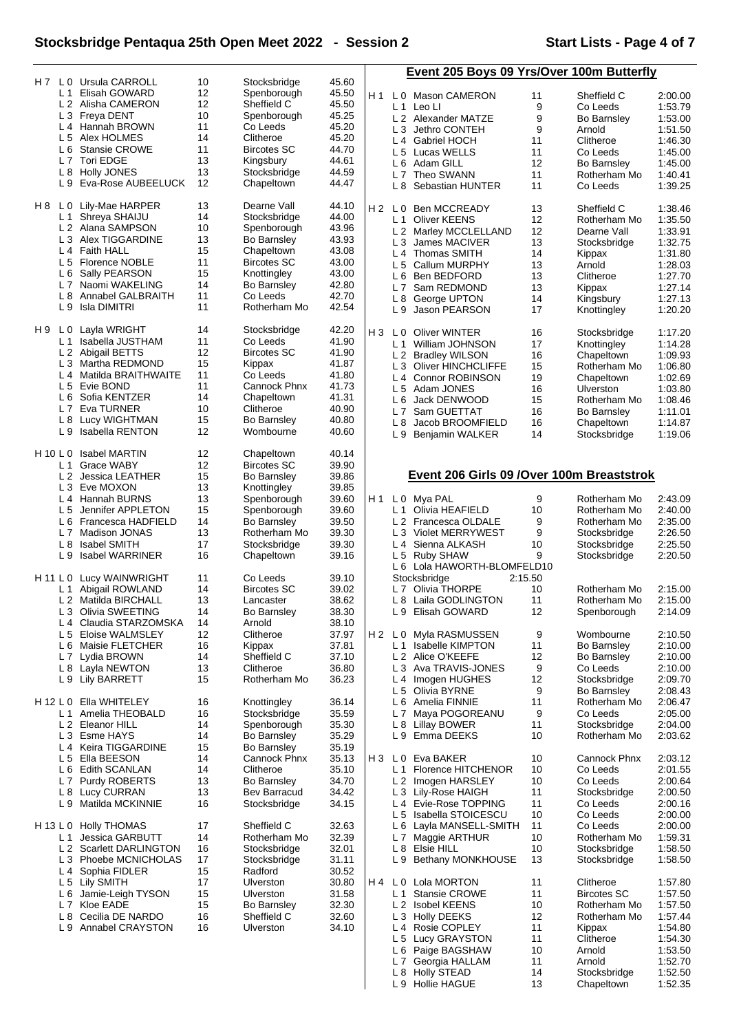## Stocksbridge Pentaqua 25th Open Meet 2022 - Session 2

| Heat | Lane | Name | Age | Club | Time |
|---|---|---|---|---|---|
| H 7 | L 0 | Ursula CARROLL | 10 | Stocksbridge | 45.60 |
| | L 1 | Elisah GOWARD | 12 | Spenborough | 45.50 |
| | L 2 | Alisha CAMERON | 12 | Sheffield C | 45.50 |
| | L 3 | Freya DENT | 10 | Spenborough | 45.25 |
| | L 4 | Hannah BROWN | 11 | Co Leeds | 45.20 |
| | L 5 | Alex HOLMES | 14 | Clitheroe | 45.20 |
| | L 6 | Stansie CROWE | 11 | Bircotes SC | 44.70 |
| | L 7 | Tori EDGE | 13 | Kingsbury | 44.61 |
| | L 8 | Holly JONES | 13 | Stocksbridge | 44.59 |
| | L 9 | Eva-Rose AUBEELUCK | 12 | Chapeltown | 44.47 |
| H 8 | L 0 | Lily-Mae HARPER | 13 | Dearne Vall | 44.10 |
| | L 1 | Shreya SHAIJU | 14 | Stocksbridge | 44.00 |
| | L 2 | Alana SAMPSON | 10 | Spenborough | 43.96 |
| | L 3 | Alex TIGGARDINE | 13 | Bo Barnsley | 43.93 |
| | L 4 | Faith HALL | 15 | Chapeltown | 43.08 |
| | L 5 | Florence NOBLE | 11 | Bircotes SC | 43.00 |
| | L 6 | Sally PEARSON | 15 | Knottingley | 43.00 |
| | L 7 | Naomi WAKELING | 14 | Bo Barnsley | 42.80 |
| | L 8 | Annabel GALBRAITH | 11 | Co Leeds | 42.70 |
| | L 9 | Isla DIMITRI | 11 | Rotherham Mo | 42.54 |
| H 9 | L 0 | Layla WRIGHT | 14 | Stocksbridge | 42.20 |
| | L 1 | Isabella JUSTHAM | 11 | Co Leeds | 41.90 |
| | L 2 | Abigail BETTS | 12 | Bircotes SC | 41.90 |
| | L 3 | Martha REDMOND | 15 | Kippax | 41.87 |
| | L 4 | Matilda BRAITHWAITE | 11 | Co Leeds | 41.80 |
| | L 5 | Evie BOND | 11 | Cannock Phnx | 41.73 |
| | L 6 | Sofia KENTZER | 14 | Chapeltown | 41.31 |
| | L 7 | Eva TURNER | 10 | Clitheroe | 40.90 |
| | L 8 | Lucy WIGHTMAN | 15 | Bo Barnsley | 40.80 |
| | L 9 | Isabella RENTON | 12 | Wombourne | 40.60 |
| H 10 | L 0 | Isabel MARTIN | 12 | Chapeltown | 40.14 |
| | L 1 | Grace WABY | 12 | Bircotes SC | 39.90 |
| | L 2 | Jessica LEATHER | 15 | Bo Barnsley | 39.86 |
| | L 3 | Eve MOXON | 13 | Knottingley | 39.85 |
| | L 4 | Hannah BURNS | 13 | Spenborough | 39.60 |
| | L 5 | Jennifer APPLETON | 15 | Spenborough | 39.60 |
| | L 6 | Francesca HADFIELD | 14 | Bo Barnsley | 39.50 |
| | L 7 | Madison JONAS | 13 | Rotherham Mo | 39.30 |
| | L 8 | Isabel SMITH | 17 | Stocksbridge | 39.30 |
| | L 9 | Isabel WARRINER | 16 | Chapeltown | 39.16 |
| H 11 | L 0 | Lucy WAINWRIGHT | 11 | Co Leeds | 39.10 |
| | L 1 | Abigail ROWLAND | 14 | Bircotes SC | 39.02 |
| | L 2 | Matilda BIRCHALL | 13 | Lancaster | 38.62 |
| | L 3 | Olivia SWEETING | 14 | Bo Barnsley | 38.30 |
| | L 4 | Claudia STARZOMSKA | 14 | Arnold | 38.10 |
| | L 5 | Eloise WALMSLEY | 12 | Clitheroe | 37.97 |
| | L 6 | Maisie FLETCHER | 16 | Kippax | 37.81 |
| | L 7 | Lydia BROWN | 14 | Sheffield C | 37.10 |
| | L 8 | Layla NEWTON | 13 | Clitheroe | 36.80 |
| | L 9 | Lily BARRETT | 15 | Rotherham Mo | 36.23 |
| H 12 | L 0 | Ella WHITELEY | 16 | Knottingley | 36.14 |
| | L 1 | Amelia THEOBALD | 16 | Stocksbridge | 35.59 |
| | L 2 | Eleanor HILL | 14 | Spenborough | 35.30 |
| | L 3 | Esme HAYS | 14 | Bo Barnsley | 35.29 |
| | L 4 | Keira TIGGARDINE | 15 | Bo Barnsley | 35.19 |
| | L 5 | Ella BEESON | 14 | Cannock Phnx | 35.13 |
| | L 6 | Edith SCANLAN | 14 | Clitheroe | 35.10 |
| | L 7 | Purdy ROBERTS | 13 | Bo Barnsley | 34.70 |
| | L 8 | Lucy CURRAN | 13 | Bev Barracud | 34.42 |
| | L 9 | Matilda MCKINNIE | 16 | Stocksbridge | 34.15 |
| H 13 | L 0 | Holly THOMAS | 17 | Sheffield C | 32.63 |
| | L 1 | Jessica GARBUTT | 14 | Rotherham Mo | 32.39 |
| | L 2 | Scarlett DARLINGTON | 16 | Stocksbridge | 32.01 |
| | L 3 | Phoebe MCNICHOLAS | 17 | Stocksbridge | 31.11 |
| | L 4 | Sophia FIDLER | 15 | Radford | 30.52 |
| | L 5 | Lily SMITH | 17 | Ulverston | 30.80 |
| | L 6 | Jamie-Leigh TYSON | 15 | Ulverston | 31.58 |
| | L 7 | Kloe EADE | 15 | Bo Barnsley | 32.30 |
| | L 8 | Cecilia DE NARDO | 16 | Sheffield C | 32.60 |
| | L 9 | Annabel CRAYSTON | 16 | Ulverston | 34.10 |

### Event 205 Boys 09 Yrs/Over 100m Butterfly

| Heat | Lane | Name | Age | Club | Time |
|---|---|---|---|---|---|
| H 1 | L 0 | Mason CAMERON | 11 | Sheffield C | 2:00.00 |
| | L 1 | Leo LI | 9 | Co Leeds | 1:53.79 |
| | L 2 | Alexander MATZE | 9 | Bo Barnsley | 1:53.00 |
| | L 3 | Jethro CONTEH | 9 | Arnold | 1:51.50 |
| | L 4 | Gabriel HOCH | 11 | Clitheroe | 1:46.30 |
| | L 5 | Lucas WELLS | 11 | Co Leeds | 1:45.00 |
| | L 6 | Adam GILL | 12 | Bo Barnsley | 1:45.00 |
| | L 7 | Theo SWANN | 11 | Rotherham Mo | 1:40.41 |
| | L 8 | Sebastian HUNTER | 11 | Co Leeds | 1:39.25 |
| H 2 | L 0 | Ben MCCREADY | 13 | Sheffield C | 1:38.46 |
| | L 1 | Oliver KEENS | 12 | Rotherham Mo | 1:35.50 |
| | L 2 | Marley MCCLELLAND | 12 | Dearne Vall | 1:33.91 |
| | L 3 | James MACIVER | 13 | Stocksbridge | 1:32.75 |
| | L 4 | Thomas SMITH | 14 | Kippax | 1:31.80 |
| | L 5 | Callum MURPHY | 13 | Arnold | 1:28.03 |
| | L 6 | Ben BEDFORD | 13 | Clitheroe | 1:27.70 |
| | L 7 | Sam REDMOND | 13 | Kippax | 1:27.14 |
| | L 8 | George UPTON | 14 | Kingsbury | 1:27.13 |
| | L 9 | Jason PEARSON | 17 | Knottingley | 1:20.20 |
| H 3 | L 0 | Oliver WINTER | 16 | Stocksbridge | 1:17.20 |
| | L 1 | William JOHNSON | 17 | Knottingley | 1:14.28 |
| | L 2 | Bradley WILSON | 16 | Chapeltown | 1:09.93 |
| | L 3 | Oliver HINCHCLIFFE | 15 | Rotherham Mo | 1:06.80 |
| | L 4 | Connor ROBINSON | 19 | Chapeltown | 1:02.69 |
| | L 5 | Adam JONES | 16 | Ulverston | 1:03.80 |
| | L 6 | Jack DENWOOD | 15 | Rotherham Mo | 1:08.46 |
| | L 7 | Sam GUETTAT | 16 | Bo Barnsley | 1:11.01 |
| | L 8 | Jacob BROOMFIELD | 16 | Chapeltown | 1:14.87 |
| | L 9 | Benjamin WALKER | 14 | Stocksbridge | 1:19.06 |

### Event 206 Girls 09 /Over 100m Breaststrok

| Heat | Lane | Name | Age | Club | Time |
|---|---|---|---|---|---|
| H 1 | L 0 | Mya PAL | 9 | Rotherham Mo | 2:43.09 |
| | L 1 | Olivia HEAFIELD | 10 | Rotherham Mo | 2:40.00 |
| | L 2 | Francesca OLDALE | 9 | Rotherham Mo | 2:35.00 |
| | L 3 | Violet MERRYWEST | 9 | Stocksbridge | 2:26.50 |
| | L 4 | Sienna ALKASH | 10 | Stocksbridge | 2:25.50 |
| | L 5 | Ruby SHAW | 9 | Stocksbridge | 2:20.50 |
| | L 6 | Lola HAWORTH-BLOMFELD | 10 | Stocksbridge | 2:15.50 |
| | L 7 | Olivia THORPE | 10 | Rotherham Mo | 2:15.00 |
| | L 8 | Laila GODLINGTON | 11 | Rotherham Mo | 2:15.00 |
| | L 9 | Elisah GOWARD | 12 | Spenborough | 2:14.09 |
| H 2 | L 0 | Myla RASMUSSEN | 9 | Wombourne | 2:10.50 |
| | L 1 | Isabelle KIMPTON | 11 | Bo Barnsley | 2:10.00 |
| | L 2 | Alice O'KEEFE | 12 | Bo Barnsley | 2:10.00 |
| | L 3 | Ava TRAVIS-JONES | 9 | Co Leeds | 2:10.00 |
| | L 4 | Imogen HUGHES | 12 | Stocksbridge | 2:09.70 |
| | L 5 | Olivia BYRNE | 9 | Bo Barnsley | 2:08.43 |
| | L 6 | Amelia FINNIE | 11 | Rotherham Mo | 2:06.47 |
| | L 7 | Maya POGOREANU | 9 | Co Leeds | 2:05.00 |
| | L 8 | Lillay BOWER | 11 | Stocksbridge | 2:04.00 |
| | L 9 | Emma DEEKS | 10 | Rotherham Mo | 2:03.62 |
| H 3 | L 0 | Eva BAKER | 10 | Cannock Phnx | 2:03.12 |
| | L 1 | Florence HITCHENOR | 10 | Co Leeds | 2:01.55 |
| | L 2 | Imogen HARSLEY | 10 | Co Leeds | 2:00.64 |
| | L 3 | Lily-Rose HAIGH | 11 | Stocksbridge | 2:00.50 |
| | L 4 | Evie-Rose TOPPING | 11 | Co Leeds | 2:00.16 |
| | L 5 | Isabella STOICESCU | 10 | Co Leeds | 2:00.00 |
| | L 6 | Layla MANSELL-SMITH | 11 | Co Leeds | 2:00.00 |
| | L 7 | Maggie ARTHUR | 10 | Rotherham Mo | 1:59.31 |
| | L 8 | Elsie HILL | 10 | Stocksbridge | 1:58.50 |
| | L 9 | Bethany MONKHOUSE | 13 | Stocksbridge | 1:58.50 |
| H 4 | L 0 | Lola MORTON | 11 | Clitheroe | 1:57.80 |
| | L 1 | Stansie CROWE | 11 | Bircotes SC | 1:57.50 |
| | L 2 | Isobel KEENS | 10 | Rotherham Mo | 1:57.50 |
| | L 3 | Holly DEEKS | 12 | Rotherham Mo | 1:57.44 |
| | L 4 | Rosie COPLEY | 11 | Kippax | 1:54.80 |
| | L 5 | Lucy GRAYSTON | 11 | Clitheroe | 1:54.30 |
| | L 6 | Paige BAGSHAW | 10 | Arnold | 1:53.50 |
| | L 7 | Georgia HALLAM | 11 | Arnold | 1:52.70 |
| | L 8 | Holly STEAD | 14 | Stocksbridge | 1:52.50 |
| | L 9 | Hollie HAGUE | 13 | Chapeltown | 1:52.35 |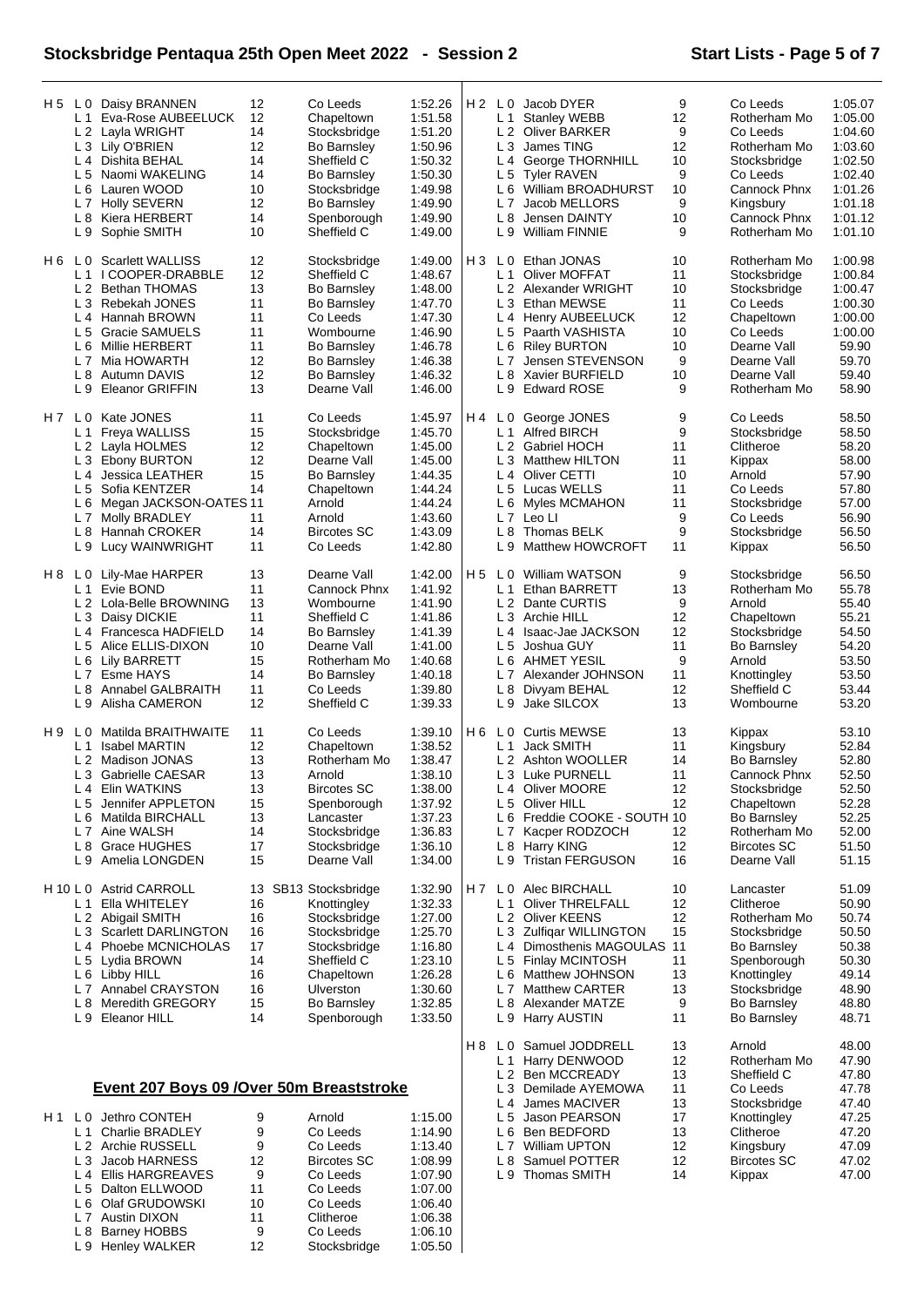## Stocksbridge Pentaqua 25th Open Meet 2022 - Session 2

**Start Lists - Page 5 of 7**

| Heat | Lane | Name | Age | Club | Time |
|---|---|---|---|---|---|
| H 5 | L 0 | Daisy BRANNEN | 12 | Co Leeds | 1:52.26 |
| | L 1 | Eva-Rose AUBEELUCK | 12 | Chapeltown | 1:51.58 |
| | L 2 | Layla WRIGHT | 14 | Stocksbridge | 1:51.20 |
| | L 3 | Lily O'BRIEN | 12 | Bo Barnsley | 1:50.96 |
| | L 4 | Dishita BEHAL | 14 | Sheffield C | 1:50.32 |
| | L 5 | Naomi WAKELING | 14 | Bo Barnsley | 1:50.30 |
| | L 6 | Lauren WOOD | 10 | Stocksbridge | 1:49.98 |
| | L 7 | Holly SEVERN | 12 | Bo Barnsley | 1:49.90 |
| | L 8 | Kiera HERBERT | 14 | Spenborough | 1:49.90 |
| | L 9 | Sophie SMITH | 10 | Sheffield C | 1:49.00 |
| H 6 | L 0 | Scarlett WALLISS | 12 | Stocksbridge | 1:49.00 |
| | L 1 | I COOPER-DRABBLE | 12 | Sheffield C | 1:48.67 |
| | L 2 | Bethan THOMAS | 13 | Bo Barnsley | 1:48.00 |
| | L 3 | Rebekah JONES | 11 | Bo Barnsley | 1:47.70 |
| | L 4 | Hannah BROWN | 11 | Co Leeds | 1:47.30 |
| | L 5 | Gracie SAMUELS | 11 | Wombourne | 1:46.90 |
| | L 6 | Millie HERBERT | 11 | Bo Barnsley | 1:46.78 |
| | L 7 | Mia HOWARTH | 12 | Bo Barnsley | 1:46.38 |
| | L 8 | Autumn DAVIS | 12 | Bo Barnsley | 1:46.32 |
| | L 9 | Eleanor GRIFFIN | 13 | Dearne Vall | 1:46.00 |
| H 7 | L 0 | Kate JONES | 11 | Co Leeds | 1:45.97 |
| | L 1 | Freya WALLISS | 15 | Stocksbridge | 1:45.70 |
| | L 2 | Layla HOLMES | 12 | Chapeltown | 1:45.00 |
| | L 3 | Ebony BURTON | 12 | Dearne Vall | 1:45.00 |
| | L 4 | Jessica LEATHER | 15 | Bo Barnsley | 1:44.35 |
| | L 5 | Sofia KENTZER | 14 | Chapeltown | 1:44.24 |
| | L 6 | Megan JACKSON-OATES | 11 | Arnold | 1:44.24 |
| | L 7 | Molly BRADLEY | 11 | Arnold | 1:43.60 |
| | L 8 | Hannah CROKER | 14 | Bircotes SC | 1:43.09 |
| | L 9 | Lucy WAINWRIGHT | 11 | Co Leeds | 1:42.80 |
| H 8 | L 0 | Lily-Mae HARPER | 13 | Dearne Vall | 1:42.00 |
| | L 1 | Evie BOND | 11 | Cannock Phnx | 1:41.92 |
| | L 2 | Lola-Belle BROWNING | 13 | Wombourne | 1:41.90 |
| | L 3 | Daisy DICKIE | 11 | Sheffield C | 1:41.86 |
| | L 4 | Francesca HADFIELD | 14 | Bo Barnsley | 1:41.39 |
| | L 5 | Alice ELLIS-DIXON | 10 | Dearne Vall | 1:41.00 |
| | L 6 | Lily BARRETT | 15 | Rotherham Mo | 1:40.68 |
| | L 7 | Esme HAYS | 14 | Bo Barnsley | 1:40.18 |
| | L 8 | Annabel GALBRAITH | 11 | Co Leeds | 1:39.80 |
| | L 9 | Alisha CAMERON | 12 | Sheffield C | 1:39.33 |
| H 9 | L 0 | Matilda BRAITHWAITE | 11 | Co Leeds | 1:39.10 |
| | L 1 | Isabel MARTIN | 12 | Chapeltown | 1:38.52 |
| | L 2 | Madison JONAS | 13 | Rotherham Mo | 1:38.47 |
| | L 3 | Gabrielle CAESAR | 13 | Arnold | 1:38.10 |
| | L 4 | Elin WATKINS | 13 | Bircotes SC | 1:38.00 |
| | L 5 | Jennifer APPLETON | 15 | Spenborough | 1:37.92 |
| | L 6 | Matilda BIRCHALL | 13 | Lancaster | 1:37.23 |
| | L 7 | Aine WALSH | 14 | Stocksbridge | 1:36.83 |
| | L 8 | Grace HUGHES | 17 | Stocksbridge | 1:36.10 |
| | L 9 | Amelia LONGDEN | 15 | Dearne Vall | 1:34.00 |
| H 10 | L 0 | Astrid CARROLL | 13 SB13 | Stocksbridge | 1:32.90 |
| | L 1 | Ella WHITELEY | 16 | Knottingley | 1:32.33 |
| | L 2 | Abigail SMITH | 16 | Stocksbridge | 1:27.00 |
| | L 3 | Scarlett DARLINGTON | 16 | Stocksbridge | 1:25.70 |
| | L 4 | Phoebe MCNICHOLAS | 17 | Stocksbridge | 1:16.80 |
| | L 5 | Lydia BROWN | 14 | Sheffield C | 1:23.10 |
| | L 6 | Libby HILL | 16 | Chapeltown | 1:26.28 |
| | L 7 | Annabel CRAYSTON | 16 | Ulverston | 1:30.60 |
| | L 8 | Meredith GREGORY | 15 | Bo Barnsley | 1:32.85 |
| | L 9 | Eleanor HILL | 14 | Spenborough | 1:33.50 |

### Event 207 Boys 09 /Over 50m Breaststroke

| Heat | Lane | Name | Age | Club | Time |
|---|---|---|---|---|---|
| H 1 | L 0 | Jethro CONTEH | 9 | Arnold | 1:15.00 |
| | L 1 | Charlie BRADLEY | 9 | Co Leeds | 1:14.90 |
| | L 2 | Archie RUSSELL | 9 | Co Leeds | 1:13.40 |
| | L 3 | Jacob HARNESS | 12 | Bircotes SC | 1:08.99 |
| | L 4 | Ellis HARGREAVES | 9 | Co Leeds | 1:07.90 |
| | L 5 | Dalton ELLWOOD | 11 | Co Leeds | 1:07.00 |
| | L 6 | Olaf GRUDOWSKI | 10 | Co Leeds | 1:06.40 |
| | L 7 | Austin DIXON | 11 | Clitheroe | 1:06.38 |
| | L 8 | Barney HOBBS | 9 | Co Leeds | 1:06.10 |
| | L 9 | Henley WALKER | 12 | Stocksbridge | 1:05.50 |
| H 2 | L 0 | Jacob DYER | 9 | Co Leeds | 1:05.07 |
| | L 1 | Stanley WEBB | 12 | Rotherham Mo | 1:05.00 |
| | L 2 | Oliver BARKER | 9 | Co Leeds | 1:04.60 |
| | L 3 | James TING | 12 | Rotherham Mo | 1:03.60 |
| | L 4 | George THORNHILL | 10 | Stocksbridge | 1:02.50 |
| | L 5 | Tyler RAVEN | 9 | Co Leeds | 1:02.40 |
| | L 6 | William BROADHURST | 10 | Cannock Phnx | 1:01.26 |
| | L 7 | Jacob MELLORS | 9 | Kingsbury | 1:01.18 |
| | L 8 | Jensen DAINTY | 10 | Cannock Phnx | 1:01.12 |
| | L 9 | William FINNIE | 9 | Rotherham Mo | 1:01.10 |
| H 3 | L 0 | Ethan JONAS | 10 | Rotherham Mo | 1:00.98 |
| | L 1 | Oliver MOFFAT | 11 | Stocksbridge | 1:00.84 |
| | L 2 | Alexander WRIGHT | 10 | Stocksbridge | 1:00.47 |
| | L 3 | Ethan MEWSE | 11 | Co Leeds | 1:00.30 |
| | L 4 | Henry AUBEELUCK | 12 | Chapeltown | 1:00.00 |
| | L 5 | Paarth VASHISTA | 10 | Co Leeds | 1:00.00 |
| | L 6 | Riley BURTON | 10 | Dearne Vall | 59.90 |
| | L 7 | Jensen STEVENSON | 9 | Dearne Vall | 59.70 |
| | L 8 | Xavier BURFIELD | 10 | Dearne Vall | 59.40 |
| | L 9 | Edward ROSE | 9 | Rotherham Mo | 58.90 |
| H 4 | L 0 | George JONES | 9 | Co Leeds | 58.50 |
| | L 1 | Alfred BIRCH | 9 | Stocksbridge | 58.50 |
| | L 2 | Gabriel HOCH | 11 | Clitheroe | 58.20 |
| | L 3 | Matthew HILTON | 11 | Kippax | 58.00 |
| | L 4 | Oliver CETTI | 10 | Arnold | 57.90 |
| | L 5 | Lucas WELLS | 11 | Co Leeds | 57.80 |
| | L 6 | Myles MCMAHON | 11 | Stocksbridge | 57.00 |
| | L 7 | Leo LI | 9 | Co Leeds | 56.90 |
| | L 8 | Thomas BELK | 9 | Stocksbridge | 56.50 |
| | L 9 | Matthew HOWCROFT | 11 | Kippax | 56.50 |
| H 5 | L 0 | William WATSON | 9 | Stocksbridge | 56.50 |
| | L 1 | Ethan BARRETT | 13 | Rotherham Mo | 55.78 |
| | L 2 | Dante CURTIS | 9 | Arnold | 55.40 |
| | L 3 | Archie HILL | 12 | Chapeltown | 55.21 |
| | L 4 | Isaac-Jae JACKSON | 12 | Stocksbridge | 54.50 |
| | L 5 | Joshua GUY | 11 | Bo Barnsley | 54.20 |
| | L 6 | AHMET YESIL | 9 | Arnold | 53.50 |
| | L 7 | Alexander JOHNSON | 11 | Knottingley | 53.50 |
| | L 8 | Divyam BEHAL | 12 | Sheffield C | 53.44 |
| | L 9 | Jake SILCOX | 13 | Wombourne | 53.20 |
| H 6 | L 0 | Curtis MEWSE | 13 | Kippax | 53.10 |
| | L 1 | Jack SMITH | 11 | Kingsbury | 52.84 |
| | L 2 | Ashton WOOLLER | 14 | Bo Barnsley | 52.80 |
| | L 3 | Luke PURNELL | 11 | Cannock Phnx | 52.50 |
| | L 4 | Oliver MOORE | 12 | Stocksbridge | 52.50 |
| | L 5 | Oliver HILL | 12 | Chapeltown | 52.28 |
| | L 6 | Freddie COOKE - SOUTH | 10 | Bo Barnsley | 52.25 |
| | L 7 | Kacper RODZOCH | 12 | Rotherham Mo | 52.00 |
| | L 8 | Harry KING | 12 | Bircotes SC | 51.50 |
| | L 9 | Tristan FERGUSON | 16 | Dearne Vall | 51.15 |
| H 7 | L 0 | Alec BIRCHALL | 10 | Lancaster | 51.09 |
| | L 1 | Oliver THRELFALL | 12 | Clitheroe | 50.90 |
| | L 2 | Oliver KEENS | 12 | Rotherham Mo | 50.74 |
| | L 3 | Zulfiqar WILLINGTON | 15 | Stocksbridge | 50.50 |
| | L 4 | Dimosthenis MAGOULAS | 11 | Bo Barnsley | 50.38 |
| | L 5 | Finlay MCINTOSH | 11 | Spenborough | 50.30 |
| | L 6 | Matthew JOHNSON | 13 | Knottingley | 49.14 |
| | L 7 | Matthew CARTER | 13 | Stocksbridge | 48.90 |
| | L 8 | Alexander MATZE | 9 | Bo Barnsley | 48.80 |
| | L 9 | Harry AUSTIN | 11 | Bo Barnsley | 48.71 |
| H 8 | L 0 | Samuel JODDRELL | 13 | Arnold | 48.00 |
| | L 1 | Harry DENWOOD | 12 | Rotherham Mo | 47.90 |
| | L 2 | Ben MCCREADY | 13 | Sheffield C | 47.80 |
| | L 3 | Demilade AYEMOWA | 11 | Co Leeds | 47.78 |
| | L 4 | James MACIVER | 13 | Stocksbridge | 47.40 |
| | L 5 | Jason PEARSON | 17 | Knottingley | 47.25 |
| | L 6 | Ben BEDFORD | 13 | Clitheroe | 47.20 |
| | L 7 | William UPTON | 12 | Kingsbury | 47.09 |
| | L 8 | Samuel POTTER | 12 | Bircotes SC | 47.02 |
| | L 9 | Thomas SMITH | 14 | Kippax | 47.00 |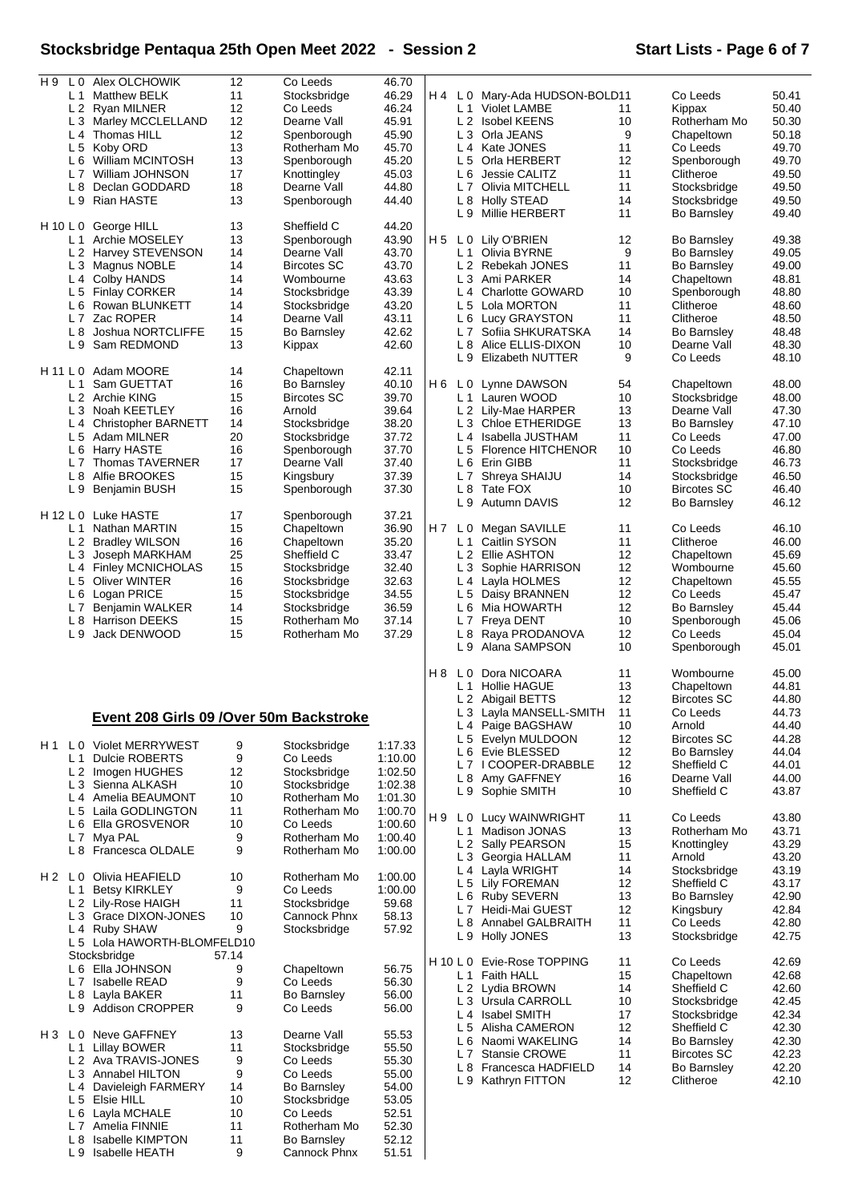| Heat | Lane | Name | Age | Club | Time |
|---|---|---|---|---|---|
| H 9 | L 0 | Alex OLCHOWIK | 12 | Co Leeds | 46.70 |
| | L 1 | Matthew BELK | 11 | Stocksbridge | 46.29 |
| | L 2 | Ryan MILNER | 12 | Co Leeds | 46.24 |
| | L 3 | Marley MCCLELLAND | 12 | Dearne Vall | 45.91 |
| | L 4 | Thomas HILL | 12 | Spenborough | 45.90 |
| | L 5 | Koby ORD | 13 | Rotherham Mo | 45.70 |
| | L 6 | William MCINTOSH | 13 | Spenborough | 45.20 |
| | L 7 | William JOHNSON | 17 | Knottingley | 45.03 |
| | L 8 | Declan GODDARD | 18 | Dearne Vall | 44.80 |
| | L 9 | Rian HASTE | 13 | Spenborough | 44.40 |
| H 10 | L 0 | George HILL | 13 | Sheffield C | 44.20 |
| | L 1 | Archie MOSELEY | 13 | Spenborough | 43.90 |
| | L 2 | Harvey STEVENSON | 14 | Dearne Vall | 43.70 |
| | L 3 | Magnus NOBLE | 14 | Bircotes SC | 43.70 |
| | L 4 | Colby HANDS | 14 | Wombourne | 43.63 |
| | L 5 | Finlay CORKER | 14 | Stocksbridge | 43.39 |
| | L 6 | Rowan BLUNKETT | 14 | Stocksbridge | 43.20 |
| | L 7 | Zac ROPER | 14 | Dearne Vall | 43.11 |
| | L 8 | Joshua NORTCLIFFE | 15 | Bo Barnsley | 42.62 |
| | L 9 | Sam REDMOND | 13 | Kippax | 42.60 |
| H 11 | L 0 | Adam MOORE | 14 | Chapeltown | 42.11 |
| | L 1 | Sam GUETTAT | 16 | Bo Barnsley | 40.10 |
| | L 2 | Archie KING | 15 | Bircotes SC | 39.70 |
| | L 3 | Noah KEETLEY | 16 | Arnold | 39.64 |
| | L 4 | Christopher BARNETT | 14 | Stocksbridge | 38.20 |
| | L 5 | Adam MILNER | 20 | Stocksbridge | 37.72 |
| | L 6 | Harry HASTE | 16 | Spenborough | 37.70 |
| | L 7 | Thomas TAVERNER | 17 | Dearne Vall | 37.40 |
| | L 8 | Alfie BROOKES | 15 | Kingsbury | 37.39 |
| | L 9 | Benjamin BUSH | 15 | Spenborough | 37.30 |
| H 12 | L 0 | Luke HASTE | 17 | Spenborough | 37.21 |
| | L 1 | Nathan MARTIN | 15 | Chapeltown | 36.90 |
| | L 2 | Bradley WILSON | 16 | Chapeltown | 35.20 |
| | L 3 | Joseph MARKHAM | 25 | Sheffield C | 33.47 |
| | L 4 | Finley MCNICHOLAS | 15 | Stocksbridge | 32.40 |
| | L 5 | Oliver WINTER | 16 | Stocksbridge | 32.63 |
| | L 6 | Logan PRICE | 15 | Stocksbridge | 34.55 |
| | L 7 | Benjamin WALKER | 14 | Stocksbridge | 36.59 |
| | L 8 | Harrison DEEKS | 15 | Rotherham Mo | 37.14 |
| | L 9 | Jack DENWOOD | 15 | Rotherham Mo | 37.29 |

## Event 208 Girls 09 /Over 50m Backstroke

| Heat | Lane | Name | Age | Club | Time |
|---|---|---|---|---|---|
| H 1 | L 0 | Violet MERRYWEST | 9 | Stocksbridge | 1:17.33 |
| | L 1 | Dulcie ROBERTS | 9 | Co Leeds | 1:10.00 |
| | L 2 | Imogen HUGHES | 12 | Stocksbridge | 1:02.50 |
| | L 3 | Sienna ALKASH | 10 | Stocksbridge | 1:02.38 |
| | L 4 | Amelia BEAUMONT | 10 | Rotherham Mo | 1:01.30 |
| | L 5 | Laila GODLINGTON | 11 | Rotherham Mo | 1:00.70 |
| | L 6 | Ella GROSVENOR | 10 | Co Leeds | 1:00.60 |
| | L 7 | Mya PAL | 9 | Rotherham Mo | 1:00.40 |
| | L 8 | Francesca OLDALE | 9 | Rotherham Mo | 1:00.00 |
| H 2 | L 0 | Olivia HEAFIELD | 10 | Rotherham Mo | 1:00.00 |
| | L 1 | Betsy KIRKLEY | 9 | Co Leeds | 1:00.00 |
| | L 2 | Lily-Rose HAIGH | 11 | Stocksbridge | 59.68 |
| | L 3 | Grace DIXON-JONES | 10 | Cannock Phnx | 58.13 |
| | L 4 | Ruby SHAW | 9 | Stocksbridge | 57.92 |
| | L 5 | Lola HAWORTH-BLOMFELD | 10 | Stocksbridge | 57.14 |
| | L 6 | Ella JOHNSON | 9 | Chapeltown | 56.75 |
| | L 7 | Isabelle READ | 9 | Co Leeds | 56.30 |
| | L 8 | Layla BAKER | 11 | Bo Barnsley | 56.00 |
| | L 9 | Addison CROPPER | 9 | Co Leeds | 56.00 |
| H 3 | L 0 | Neve GAFFNEY | 13 | Dearne Vall | 55.53 |
| | L 1 | Lillay BOWER | 11 | Stocksbridge | 55.50 |
| | L 2 | Ava TRAVIS-JONES | 9 | Co Leeds | 55.30 |
| | L 3 | Annabel HILTON | 9 | Co Leeds | 55.00 |
| | L 4 | Davieleigh FARMERY | 14 | Bo Barnsley | 54.00 |
| | L 5 | Elsie HILL | 10 | Stocksbridge | 53.05 |
| | L 6 | Layla MCHALE | 10 | Co Leeds | 52.51 |
| | L 7 | Amelia FINNIE | 11 | Rotherham Mo | 52.30 |
| | L 8 | Isabelle KIMPTON | 11 | Bo Barnsley | 52.12 |
| | L 9 | Isabelle HEATH | 9 | Cannock Phnx | 51.51 |
| H 4 | L 0 | Mary-Ada HUDSON-BOLD | 11 | Co Leeds | 50.41 |
| | L 1 | Violet LAMBE | 11 | Kippax | 50.40 |
| | L 2 | Isobel KEENS | 10 | Rotherham Mo | 50.30 |
| | L 3 | Orla JEANS | 9 | Chapeltown | 50.18 |
| | L 4 | Kate JONES | 11 | Co Leeds | 49.70 |
| | L 5 | Orla HERBERT | 12 | Spenborough | 49.70 |
| | L 6 | Jessie CALITZ | 11 | Clitheroe | 49.50 |
| | L 7 | Olivia MITCHELL | 11 | Stocksbridge | 49.50 |
| | L 8 | Holly STEAD | 14 | Stocksbridge | 49.50 |
| | L 9 | Millie HERBERT | 11 | Bo Barnsley | 49.40 |
| H 5 | L 0 | Lily O'BRIEN | 12 | Bo Barnsley | 49.38 |
| | L 1 | Olivia BYRNE | 9 | Bo Barnsley | 49.05 |
| | L 2 | Rebekah JONES | 11 | Bo Barnsley | 49.00 |
| | L 3 | Ami PARKER | 14 | Chapeltown | 48.81 |
| | L 4 | Charlotte GOWARD | 10 | Spenborough | 48.80 |
| | L 5 | Lola MORTON | 11 | Clitheroe | 48.60 |
| | L 6 | Lucy GRAYSTON | 11 | Clitheroe | 48.50 |
| | L 7 | Sofiia SHKURATSKA | 14 | Bo Barnsley | 48.48 |
| | L 8 | Alice ELLIS-DIXON | 10 | Dearne Vall | 48.30 |
| | L 9 | Elizabeth NUTTER | 9 | Co Leeds | 48.10 |
| H 6 | L 0 | Lynne DAWSON | 54 | Chapeltown | 48.00 |
| | L 1 | Lauren WOOD | 10 | Stocksbridge | 48.00 |
| | L 2 | Lily-Mae HARPER | 13 | Dearne Vall | 47.30 |
| | L 3 | Chloe ETHERIDGE | 13 | Bo Barnsley | 47.10 |
| | L 4 | Isabella JUSTHAM | 11 | Co Leeds | 47.00 |
| | L 5 | Florence HITCHENOR | 10 | Co Leeds | 46.80 |
| | L 6 | Erin GIBB | 11 | Stocksbridge | 46.73 |
| | L 7 | Shreya SHAIJU | 14 | Stocksbridge | 46.50 |
| | L 8 | Tate FOX | 10 | Bircotes SC | 46.40 |
| | L 9 | Autumn DAVIS | 12 | Bo Barnsley | 46.12 |
| H 7 | L 0 | Megan SAVILLE | 11 | Co Leeds | 46.10 |
| | L 1 | Caitlin SYSON | 11 | Clitheroe | 46.00 |
| | L 2 | Ellie ASHTON | 12 | Chapeltown | 45.69 |
| | L 3 | Sophie HARRISON | 12 | Wombourne | 45.60 |
| | L 4 | Layla HOLMES | 12 | Chapeltown | 45.55 |
| | L 5 | Daisy BRANNEN | 12 | Co Leeds | 45.47 |
| | L 6 | Mia HOWARTH | 12 | Bo Barnsley | 45.44 |
| | L 7 | Freya DENT | 10 | Spenborough | 45.06 |
| | L 8 | Raya PRODANOVA | 12 | Co Leeds | 45.04 |
| | L 9 | Alana SAMPSON | 10 | Spenborough | 45.01 |
| H 8 | L 0 | Dora NICOARA | 11 | Wombourne | 45.00 |
| | L 1 | Hollie HAGUE | 13 | Chapeltown | 44.81 |
| | L 2 | Abigail BETTS | 12 | Bircotes SC | 44.80 |
| | L 3 | Layla MANSELL-SMITH | 11 | Co Leeds | 44.73 |
| | L 4 | Paige BAGSHAW | 10 | Arnold | 44.40 |
| | L 5 | Evelyn MULDOON | 12 | Bircotes SC | 44.28 |
| | L 6 | Evie BLESSED | 12 | Bo Barnsley | 44.04 |
| | L 7 | I COOPER-DRABBLE | 12 | Sheffield C | 44.01 |
| | L 8 | Amy GAFFNEY | 16 | Dearne Vall | 44.00 |
| | L 9 | Sophie SMITH | 10 | Sheffield C | 43.87 |
| H 9 | L 0 | Lucy WAINWRIGHT | 11 | Co Leeds | 43.80 |
| | L 1 | Madison JONAS | 13 | Rotherham Mo | 43.71 |
| | L 2 | Sally PEARSON | 15 | Knottingley | 43.29 |
| | L 3 | Georgia HALLAM | 11 | Arnold | 43.20 |
| | L 4 | Layla WRIGHT | 14 | Stocksbridge | 43.19 |
| | L 5 | Lily FOREMAN | 12 | Sheffield C | 43.17 |
| | L 6 | Ruby SEVERN | 13 | Bo Barnsley | 42.90 |
| | L 7 | Heidi-Mai GUEST | 12 | Kingsbury | 42.84 |
| | L 8 | Annabel GALBRAITH | 11 | Co Leeds | 42.80 |
| | L 9 | Holly JONES | 13 | Stocksbridge | 42.75 |
| H 10 | L 0 | Evie-Rose TOPPING | 11 | Co Leeds | 42.69 |
| | L 1 | Faith HALL | 15 | Chapeltown | 42.68 |
| | L 2 | Lydia BROWN | 14 | Sheffield C | 42.60 |
| | L 3 | Ursula CARROLL | 10 | Stocksbridge | 42.45 |
| | L 4 | Isabel SMITH | 17 | Stocksbridge | 42.34 |
| | L 5 | Alisha CAMERON | 12 | Sheffield C | 42.30 |
| | L 6 | Naomi WAKELING | 14 | Bo Barnsley | 42.30 |
| | L 7 | Stansie CROWE | 11 | Bircotes SC | 42.23 |
| | L 8 | Francesca HADFIELD | 14 | Bo Barnsley | 42.20 |
| | L 9 | Kathryn FITTON | 12 | Clitheroe | 42.10 |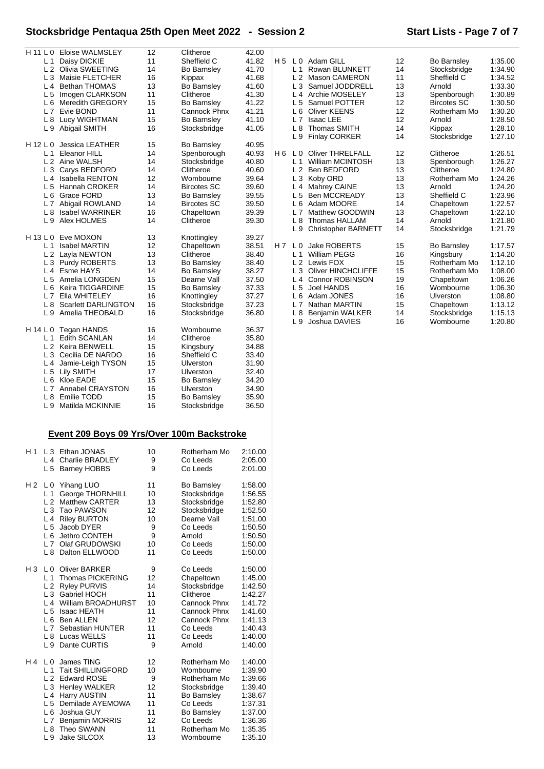## Stocksbridge Pentaqua 25th Open Meet 2022 - Session 2

| | | | | | |
|---|---|---|---|---|---|
| H 11 | L 0 | Eloise WALMSLEY | 12 | Clitheroe | 42.00 |
| | L 1 | Daisy DICKIE | 11 | Sheffield C | 41.82 |
| | L 2 | Olivia SWEETING | 14 | Bo Barnsley | 41.70 |
| | L 3 | Maisie FLETCHER | 16 | Kippax | 41.68 |
| | L 4 | Bethan THOMAS | 13 | Bo Barnsley | 41.60 |
| | L 5 | Imogen CLARKSON | 11 | Clitheroe | 41.30 |
| | L 6 | Meredith GREGORY | 15 | Bo Barnsley | 41.22 |
| | L 7 | Evie BOND | 11 | Cannock Phnx | 41.21 |
| | L 8 | Lucy WIGHTMAN | 15 | Bo Barnsley | 41.10 |
| | L 9 | Abigail SMITH | 16 | Stocksbridge | 41.05 |
| H 12 | L 0 | Jessica LEATHER | 15 | Bo Barnsley | 40.95 |
| | L 1 | Eleanor HILL | 14 | Spenborough | 40.93 |
| | L 2 | Aine WALSH | 14 | Stocksbridge | 40.80 |
| | L 3 | Carys BEDFORD | 14 | Clitheroe | 40.60 |
| | L 4 | Isabella RENTON | 12 | Wombourne | 39.64 |
| | L 5 | Hannah CROKER | 14 | Bircotes SC | 39.60 |
| | L 6 | Grace FORD | 13 | Bo Barnsley | 39.55 |
| | L 7 | Abigail ROWLAND | 14 | Bircotes SC | 39.50 |
| | L 8 | Isabel WARRINER | 16 | Chapeltown | 39.39 |
| | L 9 | Alex HOLMES | 14 | Clitheroe | 39.30 |
| H 13 | L 0 | Eve MOXON | 13 | Knottingley | 39.27 |
| | L 1 | Isabel MARTIN | 12 | Chapeltown | 38.51 |
| | L 2 | Layla NEWTON | 13 | Clitheroe | 38.40 |
| | L 3 | Purdy ROBERTS | 13 | Bo Barnsley | 38.40 |
| | L 4 | Esme HAYS | 14 | Bo Barnsley | 38.27 |
| | L 5 | Amelia LONGDEN | 15 | Dearne Vall | 37.50 |
| | L 6 | Keira TIGGARDINE | 15 | Bo Barnsley | 37.33 |
| | L 7 | Ella WHITELEY | 16 | Knottingley | 37.27 |
| | L 8 | Scarlett DARLINGTON | 16 | Stocksbridge | 37.23 |
| | L 9 | Amelia THEOBALD | 16 | Stocksbridge | 36.80 |
| H 14 | L 0 | Tegan HANDS | 16 | Wombourne | 36.37 |
| | L 1 | Edith SCANLAN | 14 | Clitheroe | 35.80 |
| | L 2 | Keira BENWELL | 15 | Kingsbury | 34.88 |
| | L 3 | Cecilia DE NARDO | 16 | Sheffield C | 33.40 |
| | L 4 | Jamie-Leigh TYSON | 15 | Ulverston | 31.90 |
| | L 5 | Lily SMITH | 17 | Ulverston | 32.40 |
| | L 6 | Kloe EADE | 15 | Bo Barnsley | 34.20 |
| | L 7 | Annabel CRAYSTON | 16 | Ulverston | 34.90 |
| | L 8 | Emilie TODD | 15 | Bo Barnsley | 35.90 |
| | L 9 | Matilda MCKINNIE | 16 | Stocksbridge | 36.50 |

### Event 209 Boys 09 Yrs/Over 100m Backstroke

| | | | | | |
|---|---|---|---|---|---|
| H 1 | L 3 | Ethan JONAS | 10 | Rotherham Mo | 2:10.00 |
| | L 4 | Charlie BRADLEY | 9 | Co Leeds | 2:05.00 |
| | L 5 | Barney HOBBS | 9 | Co Leeds | 2:01.00 |
| H 2 | L 0 | Yihang LUO | 11 | Bo Barnsley | 1:58.00 |
| | L 1 | George THORNHILL | 10 | Stocksbridge | 1:56.55 |
| | L 2 | Matthew CARTER | 13 | Stocksbridge | 1:52.80 |
| | L 3 | Tao PAWSON | 12 | Stocksbridge | 1:52.50 |
| | L 4 | Riley BURTON | 10 | Dearne Vall | 1:51.00 |
| | L 5 | Jacob DYER | 9 | Co Leeds | 1:50.50 |
| | L 6 | Jethro CONTEH | 9 | Arnold | 1:50.50 |
| | L 7 | Olaf GRUDOWSKI | 10 | Co Leeds | 1:50.00 |
| | L 8 | Dalton ELLWOOD | 11 | Co Leeds | 1:50.00 |
| H 3 | L 0 | Oliver BARKER | 9 | Co Leeds | 1:50.00 |
| | L 1 | Thomas PICKERING | 12 | Chapeltown | 1:45.00 |
| | L 2 | Ryley PURVIS | 14 | Stocksbridge | 1:42.50 |
| | L 3 | Gabriel HOCH | 11 | Clitheroe | 1:42.27 |
| | L 4 | William BROADHURST | 10 | Cannock Phnx | 1:41.72 |
| | L 5 | Isaac HEATH | 11 | Cannock Phnx | 1:41.60 |
| | L 6 | Ben ALLEN | 12 | Cannock Phnx | 1:41.13 |
| | L 7 | Sebastian HUNTER | 11 | Co Leeds | 1:40.43 |
| | L 8 | Lucas WELLS | 11 | Co Leeds | 1:40.00 |
| | L 9 | Dante CURTIS | 9 | Arnold | 1:40.00 |
| H 4 | L 0 | James TING | 12 | Rotherham Mo | 1:40.00 |
| | L 1 | Tait SHILLINGFORD | 10 | Wombourne | 1:39.90 |
| | L 2 | Edward ROSE | 9 | Rotherham Mo | 1:39.66 |
| | L 3 | Henley WALKER | 12 | Stocksbridge | 1:39.40 |
| | L 4 | Harry AUSTIN | 11 | Bo Barnsley | 1:38.67 |
| | L 5 | Demilade AYEMOWA | 11 | Co Leeds | 1:37.31 |
| | L 6 | Joshua GUY | 11 | Bo Barnsley | 1:37.00 |
| | L 7 | Benjamin MORRIS | 12 | Co Leeds | 1:36.36 |
| | L 8 | Theo SWANN | 11 | Rotherham Mo | 1:35.35 |
| | L 9 | Jake SILCOX | 13 | Wombourne | 1:35.10 |
| H 5 | L 0 | Adam GILL | 12 | Bo Barnsley | 1:35.00 |
| | L 1 | Rowan BLUNKETT | 14 | Stocksbridge | 1:34.90 |
| | L 2 | Mason CAMERON | 11 | Sheffield C | 1:34.52 |
| | L 3 | Samuel JODDRELL | 13 | Arnold | 1:33.30 |
| | L 4 | Archie MOSELEY | 13 | Spenborough | 1:30.89 |
| | L 5 | Samuel POTTER | 12 | Bircotes SC | 1:30.50 |
| | L 6 | Oliver KEENS | 12 | Rotherham Mo | 1:30.20 |
| | L 7 | Isaac LEE | 12 | Arnold | 1:28.50 |
| | L 8 | Thomas SMITH | 14 | Kippax | 1:28.10 |
| | L 9 | Finlay CORKER | 14 | Stocksbridge | 1:27.10 |
| H 6 | L 0 | Oliver THRELFALL | 12 | Clitheroe | 1:26.51 |
| | L 1 | William MCINTOSH | 13 | Spenborough | 1:26.27 |
| | L 2 | Ben BEDFORD | 13 | Clitheroe | 1:24.80 |
| | L 3 | Koby ORD | 13 | Rotherham Mo | 1:24.26 |
| | L 4 | Mahrey CAINE | 13 | Arnold | 1:24.20 |
| | L 5 | Ben MCCREADY | 13 | Sheffield C | 1:23.96 |
| | L 6 | Adam MOORE | 14 | Chapeltown | 1:22.57 |
| | L 7 | Matthew GOODWIN | 13 | Chapeltown | 1:22.10 |
| | L 8 | Thomas HALLAM | 14 | Arnold | 1:21.80 |
| | L 9 | Christopher BARNETT | 14 | Stocksbridge | 1:21.79 |
| H 7 | L 0 | Jake ROBERTS | 15 | Bo Barnsley | 1:17.57 |
| | L 1 | William PEGG | 16 | Kingsbury | 1:14.20 |
| | L 2 | Lewis FOX | 15 | Rotherham Mo | 1:12.10 |
| | L 3 | Oliver HINCHCLIFFE | 15 | Rotherham Mo | 1:08.00 |
| | L 4 | Connor ROBINSON | 19 | Chapeltown | 1:06.26 |
| | L 5 | Joel HANDS | 16 | Wombourne | 1:06.30 |
| | L 6 | Adam JONES | 16 | Ulverston | 1:08.80 |
| | L 7 | Nathan MARTIN | 15 | Chapeltown | 1:13.12 |
| | L 8 | Benjamin WALKER | 14 | Stocksbridge | 1:15.13 |
| | L 9 | Joshua DAVIES | 16 | Wombourne | 1:20.80 |